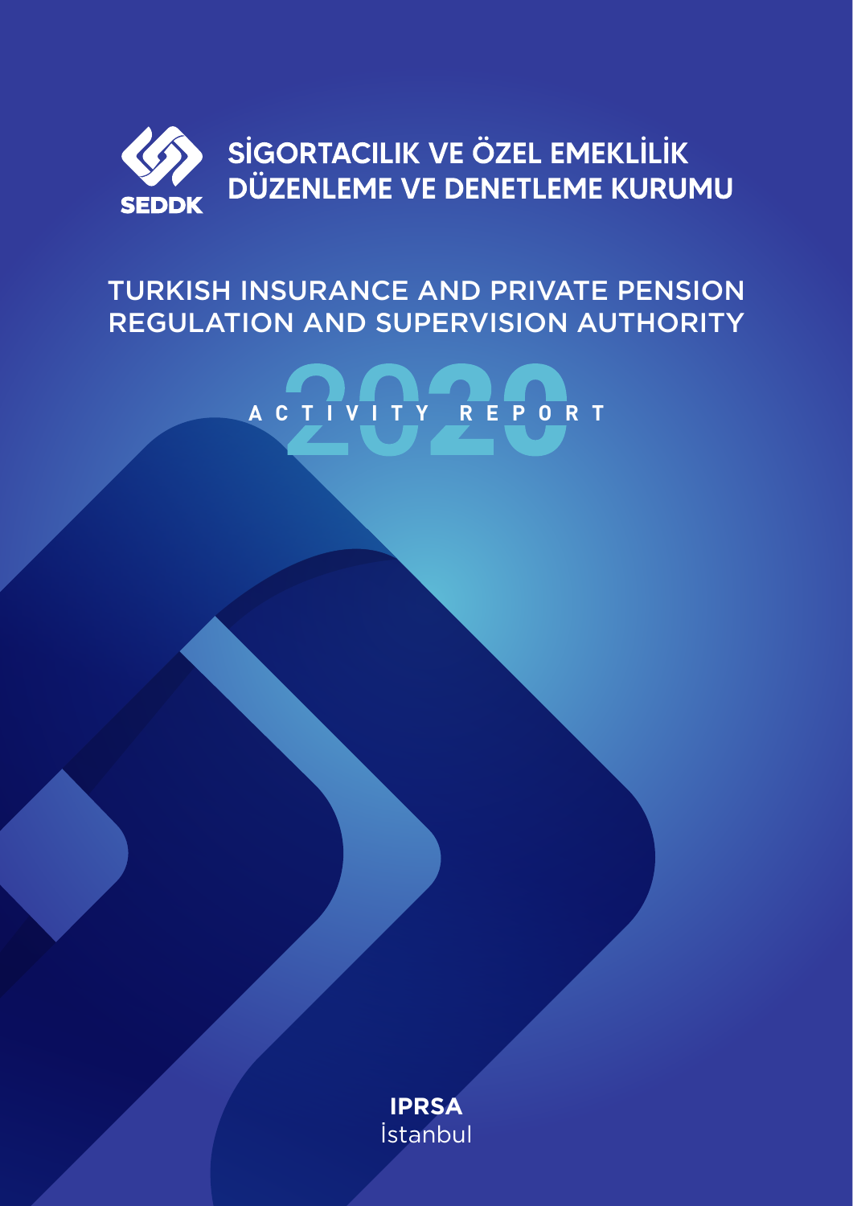SEDDK

**SİGORTACILIK VE ÖZEL EMEKLİLİK DÜZENLEME VE DENETLEME KURUMU**

# TURKISH INSURANCE AND PRIVATE PENSION REGULATION AND SUPERVISION AUTHORITY

## 2020 ACTIVITY REPORT

**IPRSA**
İstanbul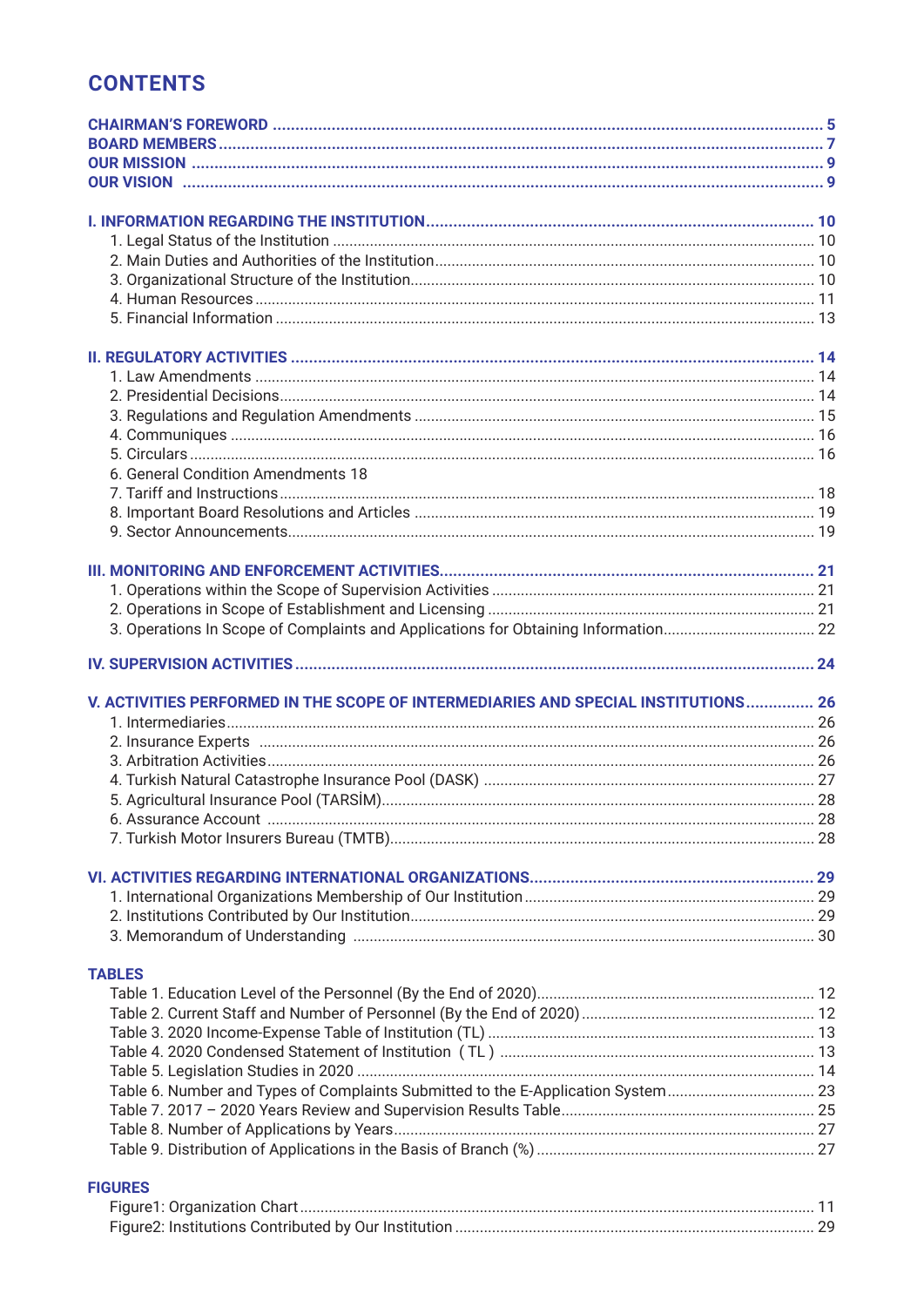# CONTENTS

**CHAIRMAN'S FOREWORD** ........ **5**
**BOARD MEMBERS** ........ **7**
**OUR MISSION** ........ **9**
**OUR VISION** ........ **9**

**I. INFORMATION REGARDING THE INSTITUTION** ........ **10**

1. Legal Status of the Institution ........ 10
2. Main Duties and Authorities of the Institution ........ 10
3. Organizational Structure of the Institution ........ 10
4. Human Resources ........ 11
5. Financial Information ........ 13

**II. REGULATORY ACTIVITIES** ........ **14**

1. Law Amendments ........ 14
2. Presidential Decisions ........ 14
3. Regulations and Regulation Amendments ........ 15
4. Communiques ........ 16
5. Circulars ........ 16
6. General Condition Amendments 18
7. Tariff and Instructions ........ 18
8. Important Board Resolutions and Articles ........ 19
9. Sector Announcements ........ 19

**III. MONITORING AND ENFORCEMENT ACTIVITIES** ........ **21**

1. Operations within the Scope of Supervision Activities ........ 21
2. Operations in Scope of Establishment and Licensing ........ 21
3. Operations In Scope of Complaints and Applications for Obtaining Information ........ 22

**IV. SUPERVISION ACTIVITIES** ........ **24**

**V. ACTIVITIES PERFORMED IN THE SCOPE OF INTERMEDIARIES AND SPECIAL INSTITUTIONS** ........ **26**

1. Intermediaries ........ 26
2. Insurance Experts ........ 26
3. Arbitration Activities ........ 26
4. Turkish Natural Catastrophe Insurance Pool (DASK) ........ 27
5. Agricultural Insurance Pool (TARSİM) ........ 28
6. Assurance Account ........ 28
7. Turkish Motor Insurers Bureau (TMTB) ........ 28

**VI. ACTIVITIES REGARDING INTERNATIONAL ORGANIZATIONS** ........ **29**

1. International Organizations Membership of Our Institution ........ 29
2. Institutions Contributed by Our Institution ........ 29
3. Memorandum of Understanding ........ 30

**TABLES**

Table 1. Education Level of the Personnel (By the End of 2020) ........ 12
Table 2. Current Staff and Number of Personnel (By the End of 2020) ........ 12
Table 3. 2020 Income-Expense Table of Institution (TL) ........ 13
Table 4. 2020 Condensed Statement of Institution (TL) ........ 13
Table 5. Legislation Studies in 2020 ........ 14
Table 6. Number and Types of Complaints Submitted to the E-Application System ........ 23
Table 7. 2017 – 2020 Years Review and Supervision Results Table ........ 25
Table 8. Number of Applications by Years ........ 27
Table 9. Distribution of Applications in the Basis of Branch (%) ........ 27

**FIGURES**

Figure1: Organization Chart ........ 11
Figure2: Institutions Contributed by Our Institution ........ 29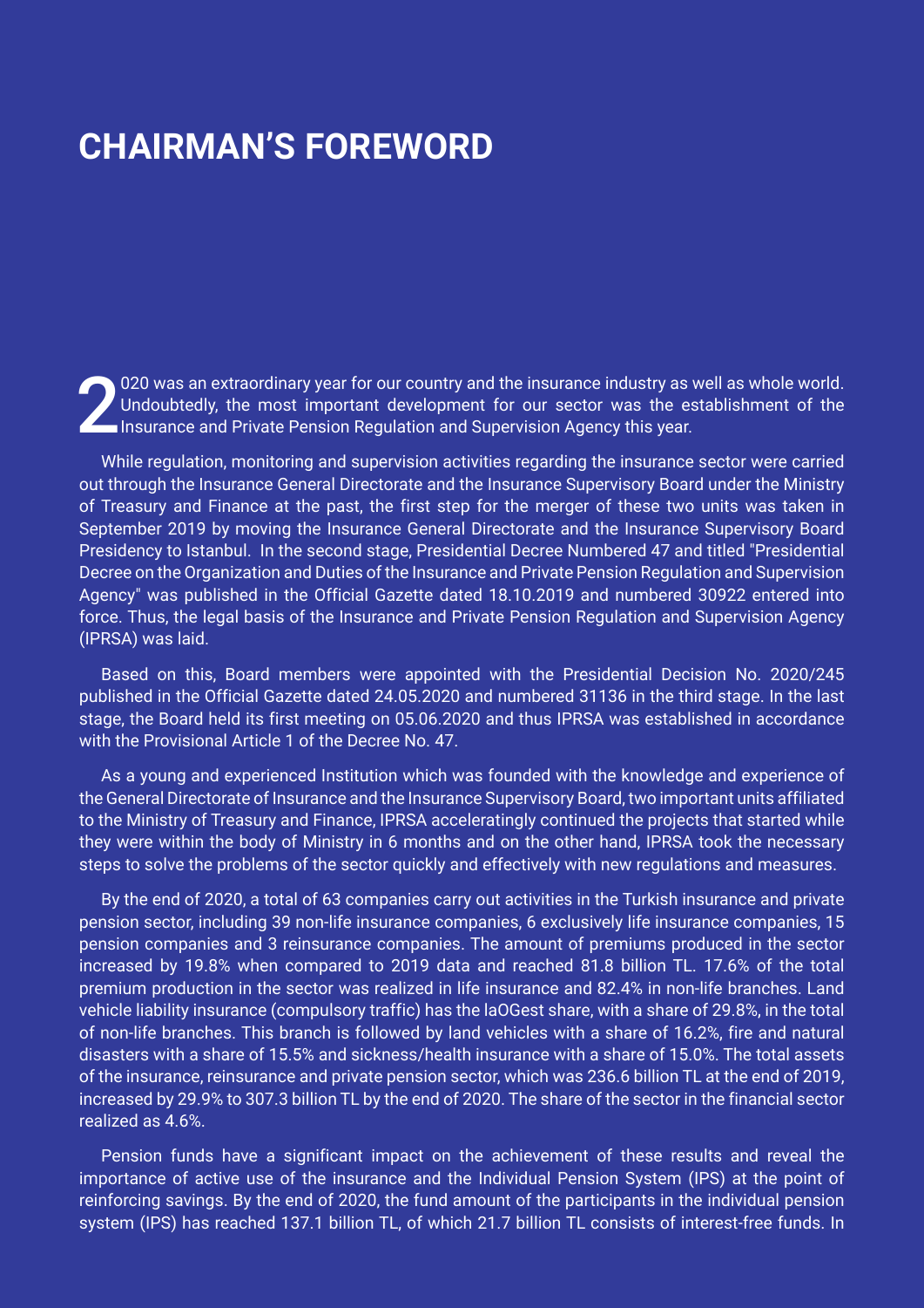# CHAIRMAN'S FOREWORD

2020 was an extraordinary year for our country and the insurance industry as well as whole world. Undoubtedly, the most important development for our sector was the establishment of the Insurance and Private Pension Regulation and Supervision Agency this year.

While regulation, monitoring and supervision activities regarding the insurance sector were carried out through the Insurance General Directorate and the Insurance Supervisory Board under the Ministry of Treasury and Finance at the past, the first step for the merger of these two units was taken in September 2019 by moving the Insurance General Directorate and the Insurance Supervisory Board Presidency to Istanbul. In the second stage, Presidential Decree Numbered 47 and titled "Presidential Decree on the Organization and Duties of the Insurance and Private Pension Regulation and Supervision Agency" was published in the Official Gazette dated 18.10.2019 and numbered 30922 entered into force. Thus, the legal basis of the Insurance and Private Pension Regulation and Supervision Agency (IPRSA) was laid.

Based on this, Board members were appointed with the Presidential Decision No. 2020/245 published in the Official Gazette dated 24.05.2020 and numbered 31136 in the third stage. In the last stage, the Board held its first meeting on 05.06.2020 and thus IPRSA was established in accordance with the Provisional Article 1 of the Decree No. 47.

As a young and experienced Institution which was founded with the knowledge and experience of the General Directorate of Insurance and the Insurance Supervisory Board, two important units affiliated to the Ministry of Treasury and Finance, IPRSA acceleratingly continued the projects that started while they were within the body of Ministry in 6 months and on the other hand, IPRSA took the necessary steps to solve the problems of the sector quickly and effectively with new regulations and measures.

By the end of 2020, a total of 63 companies carry out activities in the Turkish insurance and private pension sector, including 39 non-life insurance companies, 6 exclusively life insurance companies, 15 pension companies and 3 reinsurance companies. The amount of premiums produced in the sector increased by 19.8% when compared to 2019 data and reached 81.8 billion TL. 17.6% of the total premium production in the sector was realized in life insurance and 82.4% in non-life branches. Land vehicle liability insurance (compulsory traffic) has the laOGest share, with a share of 29.8%, in the total of non-life branches. This branch is followed by land vehicles with a share of 16.2%, fire and natural disasters with a share of 15.5% and sickness/health insurance with a share of 15.0%. The total assets of the insurance, reinsurance and private pension sector, which was 236.6 billion TL at the end of 2019, increased by 29.9% to 307.3 billion TL by the end of 2020. The share of the sector in the financial sector realized as 4.6%.

Pension funds have a significant impact on the achievement of these results and reveal the importance of active use of the insurance and the Individual Pension System (IPS) at the point of reinforcing savings. By the end of 2020, the fund amount of the participants in the individual pension system (IPS) has reached 137.1 billion TL, of which 21.7 billion TL consists of interest-free funds. In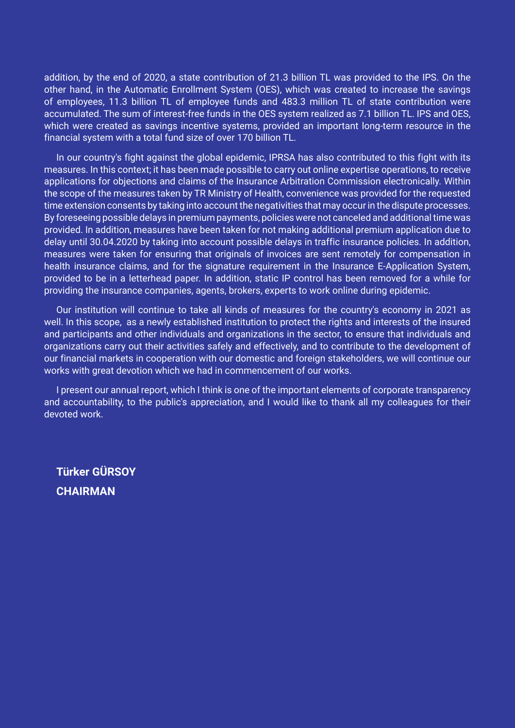addition, by the end of 2020, a state contribution of 21.3 billion TL was provided to the IPS. On the other hand, in the Automatic Enrollment System (OES), which was created to increase the savings of employees, 11.3 billion TL of employee funds and 483.3 million TL of state contribution were accumulated. The sum of interest-free funds in the OES system realized as 7.1 billion TL. IPS and OES, which were created as savings incentive systems, provided an important long-term resource in the financial system with a total fund size of over 170 billion TL.

In our country's fight against the global epidemic, IPRSA has also contributed to this fight with its measures. In this context; it has been made possible to carry out online expertise operations, to receive applications for objections and claims of the Insurance Arbitration Commission electronically. Within the scope of the measures taken by TR Ministry of Health, convenience was provided for the requested time extension consents by taking into account the negativities that may occur in the dispute processes. By foreseeing possible delays in premium payments, policies were not canceled and additional time was provided. In addition, measures have been taken for not making additional premium application due to delay until 30.04.2020 by taking into account possible delays in traffic insurance policies. In addition, measures were taken for ensuring that originals of invoices are sent remotely for compensation in health insurance claims, and for the signature requirement in the Insurance E-Application System, provided to be in a letterhead paper. In addition, static IP control has been removed for a while for providing the insurance companies, agents, brokers, experts to work online during epidemic.

Our institution will continue to take all kinds of measures for the country's economy in 2021 as well. In this scope, as a newly established institution to protect the rights and interests of the insured and participants and other individuals and organizations in the sector, to ensure that individuals and organizations carry out their activities safely and effectively, and to contribute to the development of our financial markets in cooperation with our domestic and foreign stakeholders, we will continue our works with great devotion which we had in commencement of our works.

I present our annual report, which I think is one of the important elements of corporate transparency and accountability, to the public's appreciation, and I would like to thank all my colleagues for their devoted work.

**Türker GÜRSOY**
**CHAIRMAN**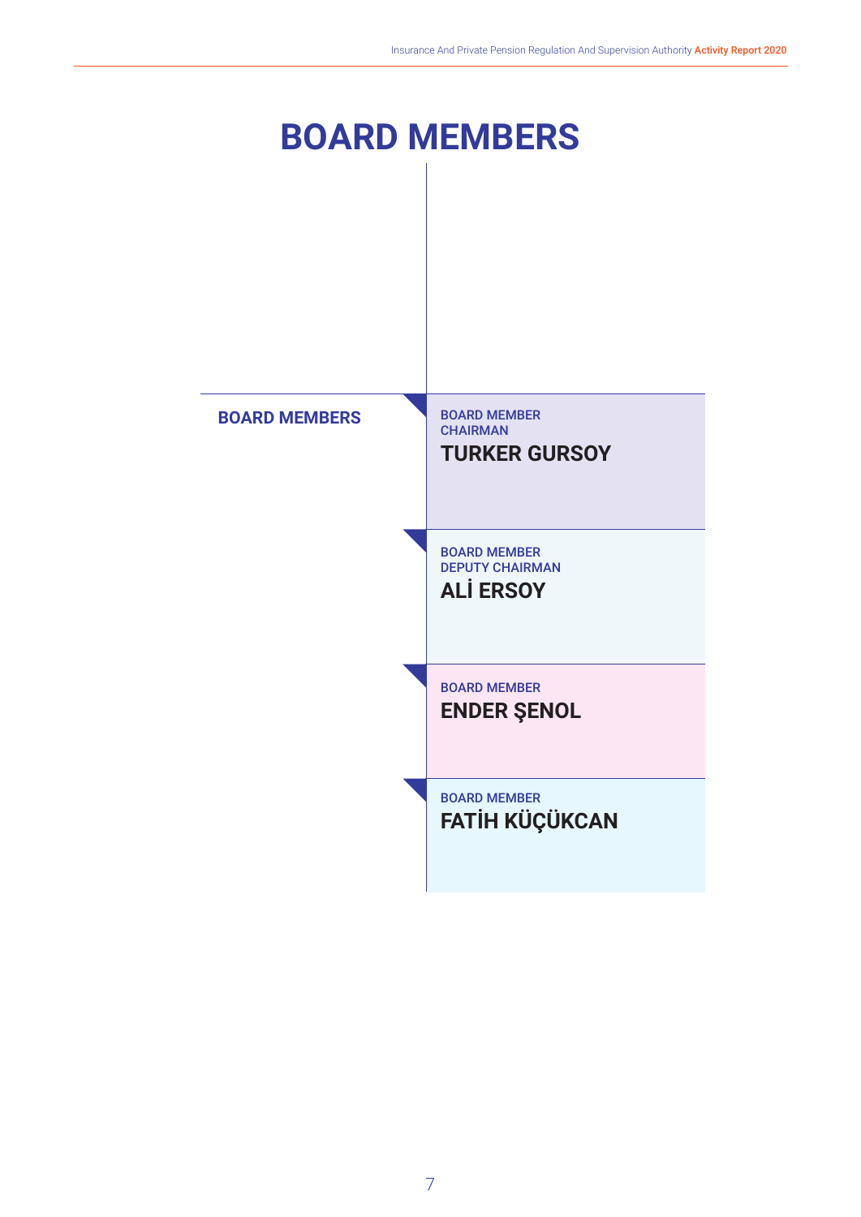# BOARD MEMBERS

## BOARD MEMBERS

BOARD MEMBER
CHAIRMAN
**TURKER GURSOY**

BOARD MEMBER
DEPUTY CHAIRMAN
**ALİ ERSOY**

BOARD MEMBER
**ENDER ŞENOL**

BOARD MEMBER
**FATİH KÜÇÜKCAN**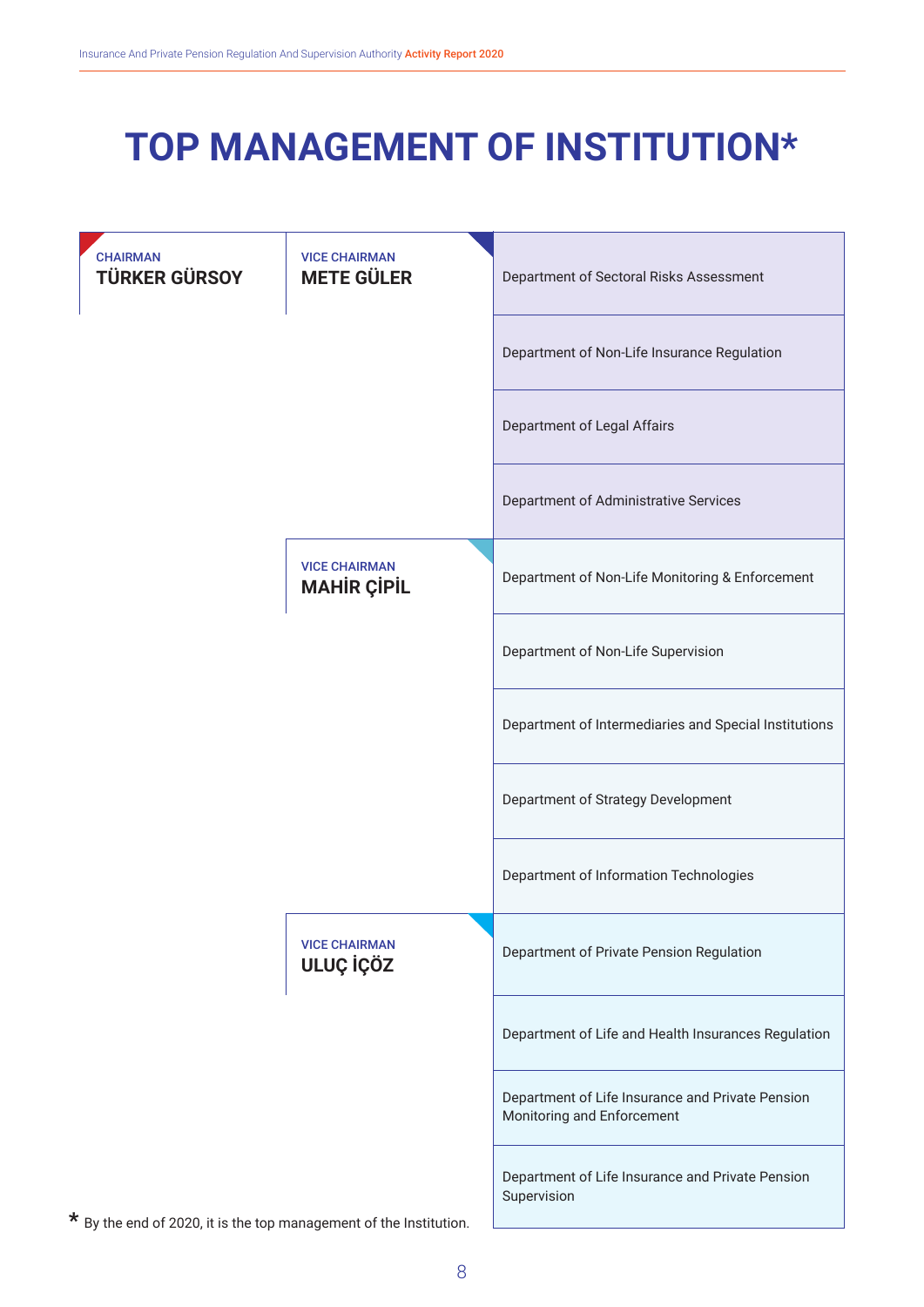# TOP MANAGEMENT OF INSTITUTION*

| CHAIRMAN | VICE CHAIRMAN | Department |
|---|---|---|
| **TÜRKER GÜRSOY** | **METE GÜLER** | Department of Sectoral Risks Assessment |
| | | Department of Non-Life Insurance Regulation |
| | | Department of Legal Affairs |
| | | Department of Administrative Services |
| | **MAHİR ÇİPİL** | Department of Non-Life Monitoring & Enforcement |
| | | Department of Non-Life Supervision |
| | | Department of Intermediaries and Special Institutions |
| | | Department of Strategy Development |
| | | Department of Information Technologies |
| | **ULUÇ İÇÖZ** | Department of Private Pension Regulation |
| | | Department of Life and Health Insurances Regulation |
| | | Department of Life Insurance and Private Pension Monitoring and Enforcement |
| | | Department of Life Insurance and Private Pension Supervision |

* By the end of 2020, it is the top management of the Institution.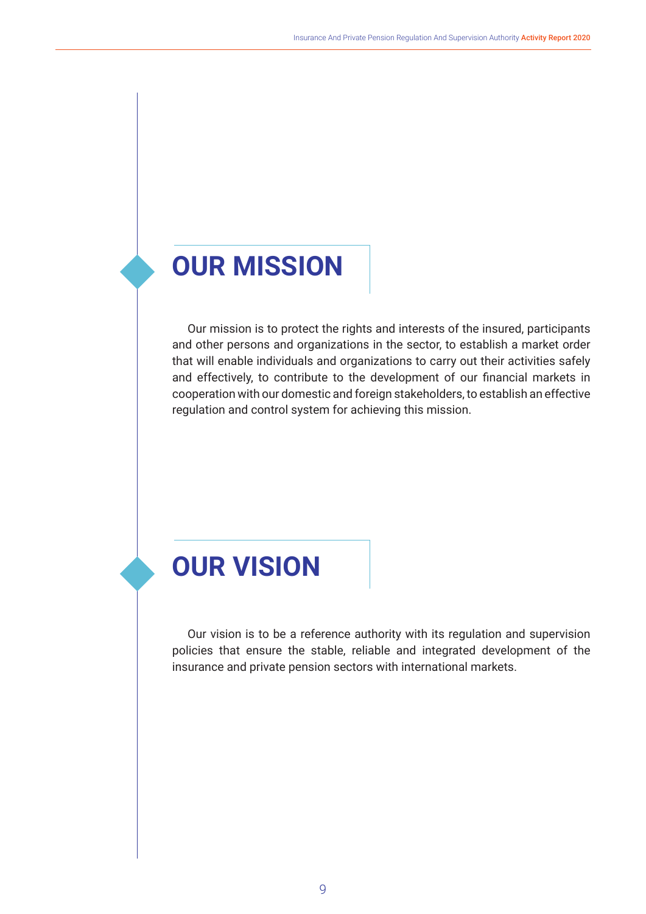# OUR MISSION

Our mission is to protect the rights and interests of the insured, participants and other persons and organizations in the sector, to establish a market order that will enable individuals and organizations to carry out their activities safely and effectively, to contribute to the development of our financial markets in cooperation with our domestic and foreign stakeholders, to establish an effective regulation and control system for achieving this mission.

# OUR VISION

Our vision is to be a reference authority with its regulation and supervision policies that ensure the stable, reliable and integrated development of the insurance and private pension sectors with international markets.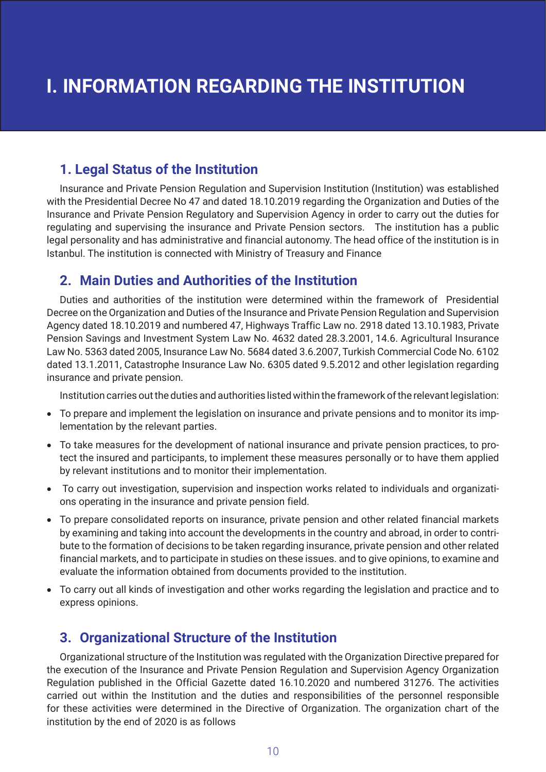# I. INFORMATION REGARDING THE INSTITUTION

## 1. Legal Status of the Institution

Insurance and Private Pension Regulation and Supervision Institution (Institution) was established with the Presidential Decree No 47 and dated 18.10.2019 regarding the Organization and Duties of the Insurance and Private Pension Regulatory and Supervision Agency in order to carry out the duties for regulating and supervising the insurance and Private Pension sectors. The institution has a public legal personality and has administrative and financial autonomy. The head office of the institution is in Istanbul. The institution is connected with Ministry of Treasury and Finance

## 2. Main Duties and Authorities of the Institution

Duties and authorities of the institution were determined within the framework of Presidential Decree on the Organization and Duties of the Insurance and Private Pension Regulation and Supervision Agency dated 18.10.2019 and numbered 47, Highways Traffic Law no. 2918 dated 13.10.1983, Private Pension Savings and Investment System Law No. 4632 dated 28.3.2001, 14.6. Agricultural Insurance Law No. 5363 dated 2005, Insurance Law No. 5684 dated 3.6.2007, Turkish Commercial Code No. 6102 dated 13.1.2011, Catastrophe Insurance Law No. 6305 dated 9.5.2012 and other legislation regarding insurance and private pension.

Institution carries out the duties and authorities listed within the framework of the relevant legislation:

- To prepare and implement the legislation on insurance and private pensions and to monitor its implementation by the relevant parties.
- To take measures for the development of national insurance and private pension practices, to protect the insured and participants, to implement these measures personally or to have them applied by relevant institutions and to monitor their implementation.
- To carry out investigation, supervision and inspection works related to individuals and organizations operating in the insurance and private pension field.
- To prepare consolidated reports on insurance, private pension and other related financial markets by examining and taking into account the developments in the country and abroad, in order to contribute to the formation of decisions to be taken regarding insurance, private pension and other related financial markets, and to participate in studies on these issues. and to give opinions, to examine and evaluate the information obtained from documents provided to the institution.
- To carry out all kinds of investigation and other works regarding the legislation and practice and to express opinions.

## 3. Organizational Structure of the Institution

Organizational structure of the Institution was regulated with the Organization Directive prepared for the execution of the Insurance and Private Pension Regulation and Supervision Agency Organization Regulation published in the Official Gazette dated 16.10.2020 and numbered 31276. The activities carried out within the Institution and the duties and responsibilities of the personnel responsible for these activities were determined in the Directive of Organization. The organization chart of the institution by the end of 2020 is as follows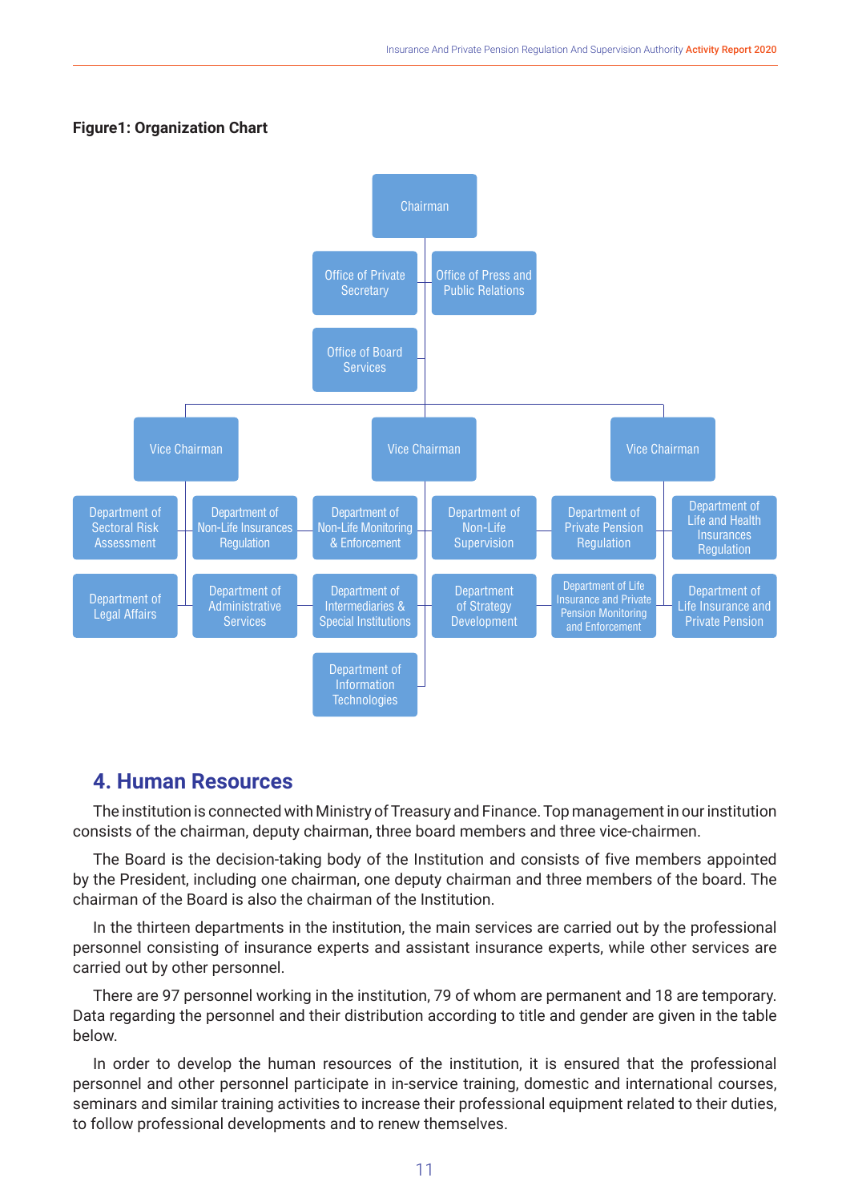**Figure1: Organization Chart**

- Chairman
  - Office of Private Secretary
  - Office of Press and Public Relations
  - Office of Board Services
  - Vice Chairman
    - Department of Sectoral Risk Assessment
    - Department of Non-Life Insurances Regulation
    - Department of Legal Affairs
    - Department of Administrative Services
  - Vice Chairman
    - Department of Non-Life Monitoring & Enforcement
    - Department of Non-Life Supervision
    - Department of Intermediaries & Special Institutions
    - Department of Strategy Development
    - Department of Information Technologies
  - Vice Chairman
    - Department of Private Pension Regulation
    - Department of Life and Health Insurances Regulation
    - Department of Life Insurance and Private Pension Monitoring and Enforcement
    - Department of Life Insurance and Private Pension

## 4. Human Resources

The institution is connected with Ministry of Treasury and Finance. Top management in our institution consists of the chairman, deputy chairman, three board members and three vice-chairmen.

The Board is the decision-taking body of the Institution and consists of five members appointed by the President, including one chairman, one deputy chairman and three members of the board. The chairman of the Board is also the chairman of the Institution.

In the thirteen departments in the institution, the main services are carried out by the professional personnel consisting of insurance experts and assistant insurance experts, while other services are carried out by other personnel.

There are 97 personnel working in the institution, 79 of whom are permanent and 18 are temporary. Data regarding the personnel and their distribution according to title and gender are given in the table below.

In order to develop the human resources of the institution, it is ensured that the professional personnel and other personnel participate in in-service training, domestic and international courses, seminars and similar training activities to increase their professional equipment related to their duties, to follow professional developments and to renew themselves.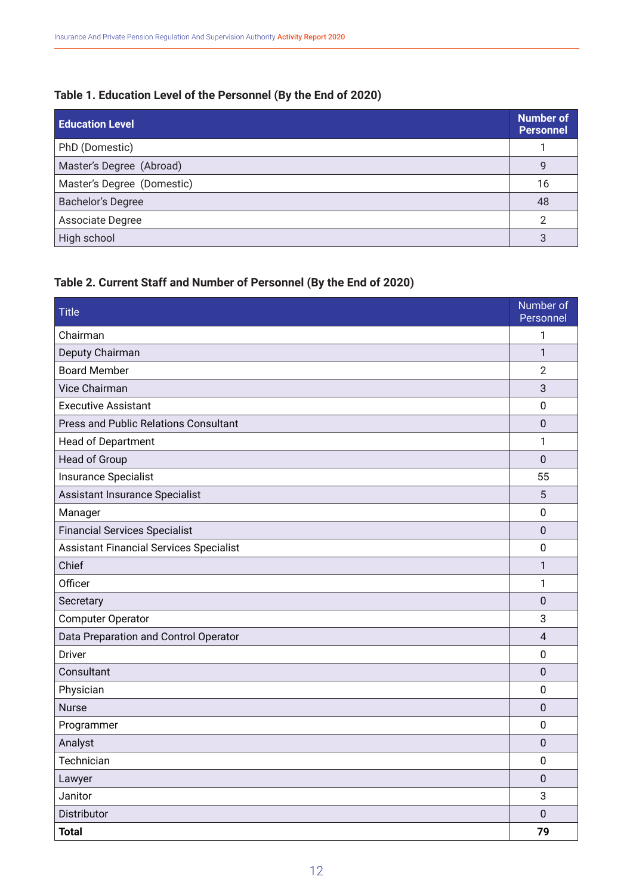**Table 1. Education Level of the Personnel (By the End of 2020)**

| Education Level | Number of Personnel |
|---|---|
| PhD (Domestic) | 1 |
| Master's Degree (Abroad) | 9 |
| Master's Degree (Domestic) | 16 |
| Bachelor's Degree | 48 |
| Associate Degree | 2 |
| High school | 3 |

**Table 2. Current Staff and Number of Personnel (By the End of 2020)**

| Title | Number of Personnel |
|---|---|
| Chairman | 1 |
| Deputy Chairman | 1 |
| Board Member | 2 |
| Vice Chairman | 3 |
| Executive Assistant | 0 |
| Press and Public Relations Consultant | 0 |
| Head of Department | 1 |
| Head of Group | 0 |
| Insurance Specialist | 55 |
| Assistant Insurance Specialist | 5 |
| Manager | 0 |
| Financial Services Specialist | 0 |
| Assistant Financial Services Specialist | 0 |
| Chief | 1 |
| Officer | 1 |
| Secretary | 0 |
| Computer Operator | 3 |
| Data Preparation and Control Operator | 4 |
| Driver | 0 |
| Consultant | 0 |
| Physician | 0 |
| Nurse | 0 |
| Programmer | 0 |
| Analyst | 0 |
| Technician | 0 |
| Lawyer | 0 |
| Janitor | 3 |
| Distributor | 0 |
| **Total** | **79** |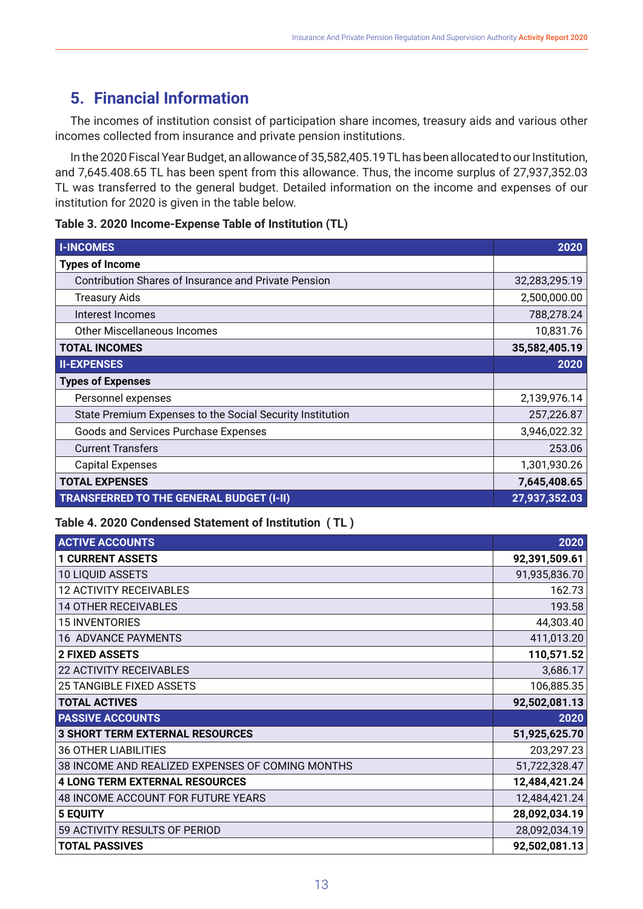## 5. Financial Information

The incomes of institution consist of participation share incomes, treasury aids and various other incomes collected from insurance and private pension institutions.

In the 2020 Fiscal Year Budget, an allowance of 35,582,405.19 TL has been allocated to our Institution, and 7,645.408.65 TL has been spent from this allowance. Thus, the income surplus of 27,937,352.03 TL was transferred to the general budget. Detailed information on the income and expenses of our institution for 2020 is given in the table below.

**Table 3. 2020 Income-Expense Table of Institution (TL)**

| I-INCOMES | 2020 |
|---|---|
| **Types of Income** | |
| Contribution Shares of Insurance and Private Pension | 32,283,295.19 |
| Treasury Aids | 2,500,000.00 |
| Interest Incomes | 788,278.24 |
| Other Miscellaneous Incomes | 10,831.76 |
| **TOTAL INCOMES** | **35,582,405.19** |
| **II-EXPENSES** | **2020** |
| **Types of Expenses** | |
| Personnel expenses | 2,139,976.14 |
| State Premium Expenses to the Social Security Institution | 257,226.87 |
| Goods and Services Purchase Expenses | 3,946,022.32 |
| Current Transfers | 253.06 |
| Capital Expenses | 1,301,930.26 |
| **TOTAL EXPENSES** | **7,645,408.65** |
| **TRANSFERRED TO THE GENERAL BUDGET (I-II)** | **27,937,352.03** |

**Table 4. 2020 Condensed Statement of Institution ( TL )**

| ACTIVE ACCOUNTS | 2020 |
|---|---|
| **1 CURRENT ASSETS** | **92,391,509.61** |
| 10 LIQUID ASSETS | 91,935,836.70 |
| 12 ACTIVITY RECEIVABLES | 162.73 |
| 14 OTHER RECEIVABLES | 193.58 |
| 15 INVENTORIES | 44,303.40 |
| 16 ADVANCE PAYMENTS | 411,013.20 |
| **2 FIXED ASSETS** | **110,571.52** |
| 22 ACTIVITY RECEIVABLES | 3,686.17 |
| 25 TANGIBLE FIXED ASSETS | 106,885.35 |
| **TOTAL ACTIVES** | **92,502,081.13** |
| **PASSIVE ACCOUNTS** | **2020** |
| **3 SHORT TERM EXTERNAL RESOURCES** | **51,925,625.70** |
| 36 OTHER LIABILITIES | 203,297.23 |
| 38 INCOME AND REALIZED EXPENSES OF COMING MONTHS | 51,722,328.47 |
| **4 LONG TERM EXTERNAL RESOURCES** | **12,484,421.24** |
| 48 INCOME ACCOUNT FOR FUTURE YEARS | 12,484,421.24 |
| **5 EQUITY** | **28,092,034.19** |
| 59 ACTIVITY RESULTS OF PERIOD | 28,092,034.19 |
| **TOTAL PASSIVES** | **92,502,081.13** |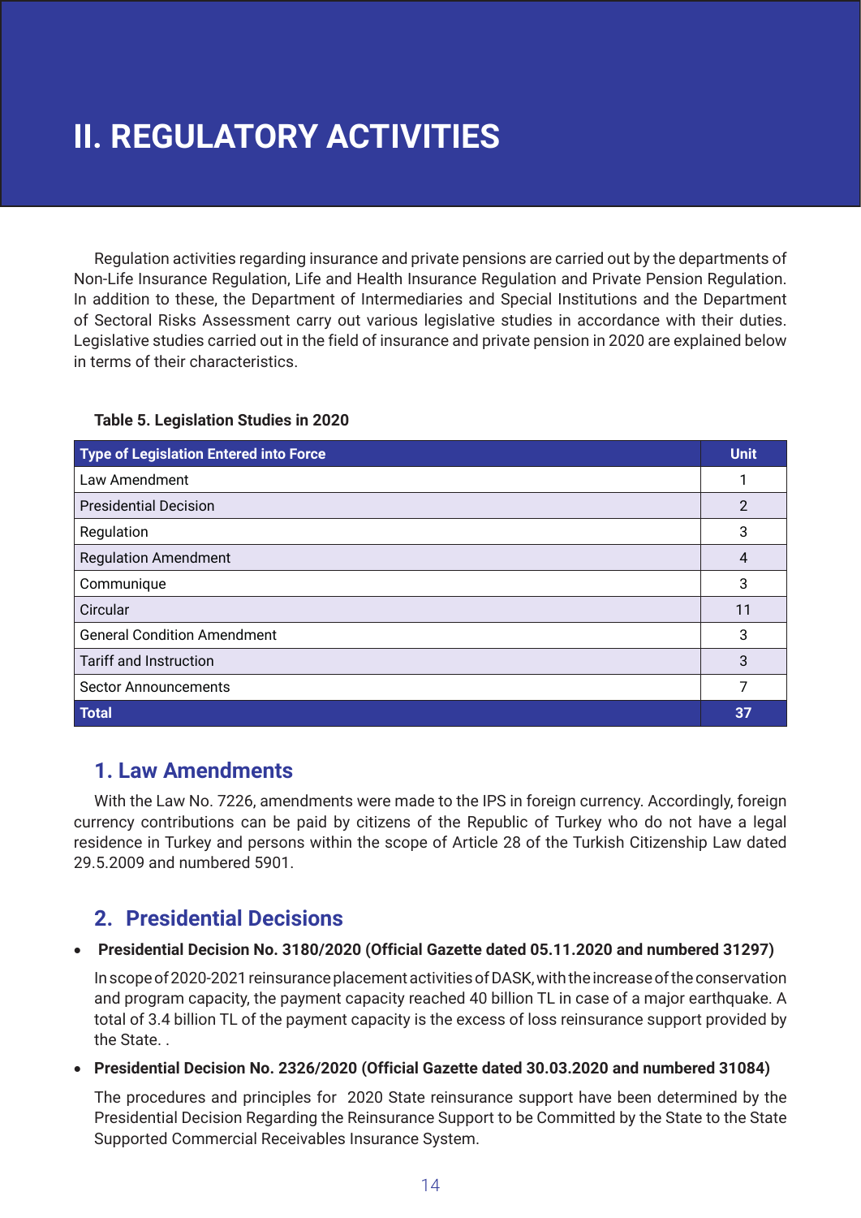# II. REGULATORY ACTIVITIES

Regulation activities regarding insurance and private pensions are carried out by the departments of Non-Life Insurance Regulation, Life and Health Insurance Regulation and Private Pension Regulation. In addition to these, the Department of Intermediaries and Special Institutions and the Department of Sectoral Risks Assessment carry out various legislative studies in accordance with their duties. Legislative studies carried out in the field of insurance and private pension in 2020 are explained below in terms of their characteristics.

**Table 5. Legislation Studies in 2020**

| Type of Legislation Entered into Force | Unit |
|---|---|
| Law Amendment | 1 |
| Presidential Decision | 2 |
| Regulation | 3 |
| Regulation Amendment | 4 |
| Communique | 3 |
| Circular | 11 |
| General Condition Amendment | 3 |
| Tariff and Instruction | 3 |
| Sector Announcements | 7 |
| **Total** | **37** |

## 1. Law Amendments

With the Law No. 7226, amendments were made to the IPS in foreign currency. Accordingly, foreign currency contributions can be paid by citizens of the Republic of Turkey who do not have a legal residence in Turkey and persons within the scope of Article 28 of the Turkish Citizenship Law dated 29.5.2009 and numbered 5901.

## 2. Presidential Decisions

- **Presidential Decision No. 3180/2020 (Official Gazette dated 05.11.2020 and numbered 31297)**

  In scope of 2020-2021 reinsurance placement activities of DASK, with the increase of the conservation and program capacity, the payment capacity reached 40 billion TL in case of a major earthquake. A total of 3.4 billion TL of the payment capacity is the excess of loss reinsurance support provided by the State. .

- **Presidential Decision No. 2326/2020 (Official Gazette dated 30.03.2020 and numbered 31084)**

  The procedures and principles for 2020 State reinsurance support have been determined by the Presidential Decision Regarding the Reinsurance Support to be Committed by the State to the State Supported Commercial Receivables Insurance System.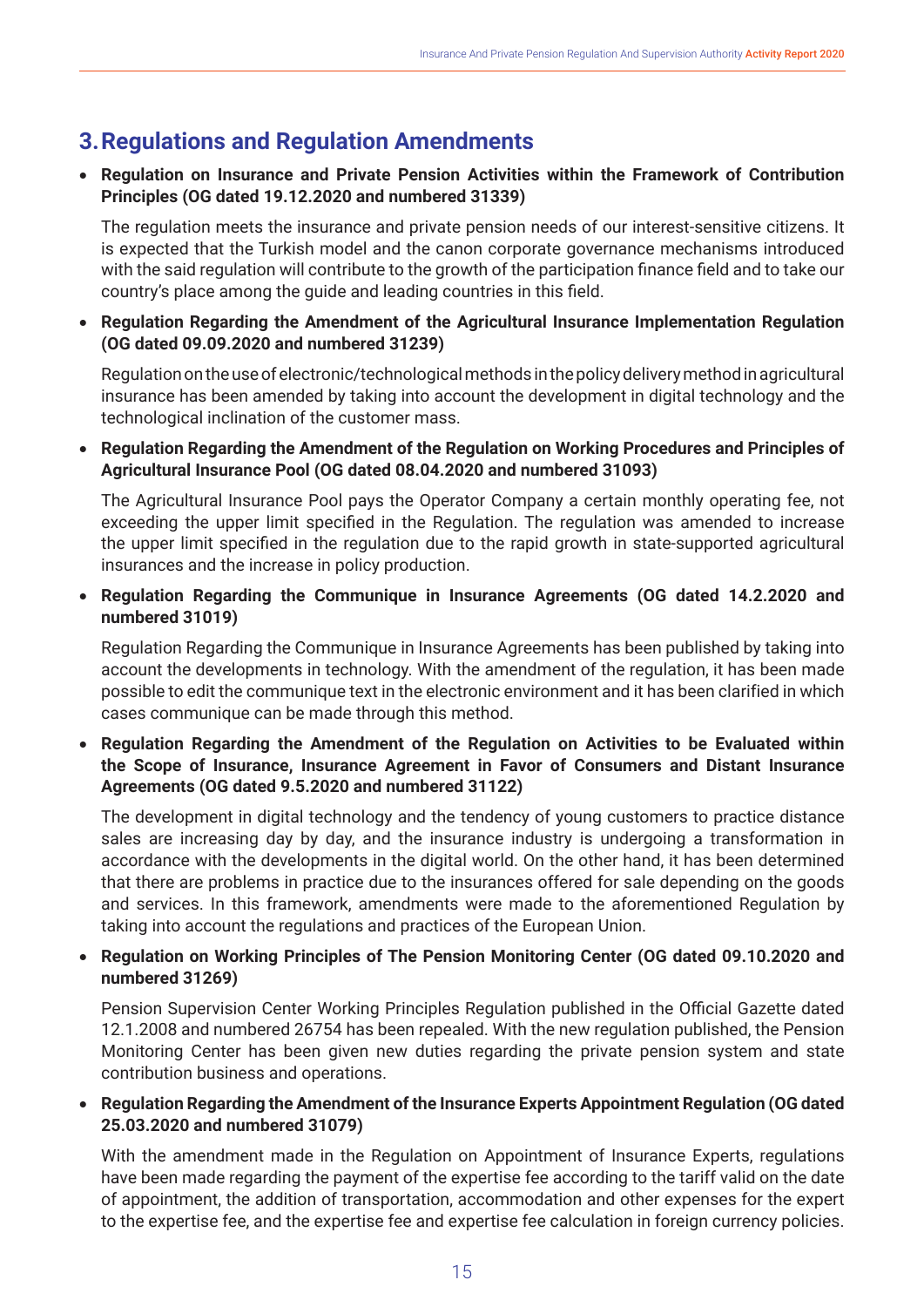## 3. Regulations and Regulation Amendments

- **Regulation on Insurance and Private Pension Activities within the Framework of Contribution Principles (OG dated 19.12.2020 and numbered 31339)**

  The regulation meets the insurance and private pension needs of our interest-sensitive citizens. It is expected that the Turkish model and the canon corporate governance mechanisms introduced with the said regulation will contribute to the growth of the participation finance field and to take our country's place among the guide and leading countries in this field.

- **Regulation Regarding the Amendment of the Agricultural Insurance Implementation Regulation (OG dated 09.09.2020 and numbered 31239)**

  Regulation on the use of electronic/technological methods in the policy delivery method in agricultural insurance has been amended by taking into account the development in digital technology and the technological inclination of the customer mass.

- **Regulation Regarding the Amendment of the Regulation on Working Procedures and Principles of Agricultural Insurance Pool (OG dated 08.04.2020 and numbered 31093)**

  The Agricultural Insurance Pool pays the Operator Company a certain monthly operating fee, not exceeding the upper limit specified in the Regulation. The regulation was amended to increase the upper limit specified in the regulation due to the rapid growth in state-supported agricultural insurances and the increase in policy production.

- **Regulation Regarding the Communique in Insurance Agreements (OG dated 14.2.2020 and numbered 31019)**

  Regulation Regarding the Communique in Insurance Agreements has been published by taking into account the developments in technology. With the amendment of the regulation, it has been made possible to edit the communique text in the electronic environment and it has been clarified in which cases communique can be made through this method.

- **Regulation Regarding the Amendment of the Regulation on Activities to be Evaluated within the Scope of Insurance, Insurance Agreement in Favor of Consumers and Distant Insurance Agreements (OG dated 9.5.2020 and numbered 31122)**

  The development in digital technology and the tendency of young customers to practice distance sales are increasing day by day, and the insurance industry is undergoing a transformation in accordance with the developments in the digital world. On the other hand, it has been determined that there are problems in practice due to the insurances offered for sale depending on the goods and services. In this framework, amendments were made to the aforementioned Regulation by taking into account the regulations and practices of the European Union.

- **Regulation on Working Principles of The Pension Monitoring Center (OG dated 09.10.2020 and numbered 31269)**

  Pension Supervision Center Working Principles Regulation published in the Official Gazette dated 12.1.2008 and numbered 26754 has been repealed. With the new regulation published, the Pension Monitoring Center has been given new duties regarding the private pension system and state contribution business and operations.

- **Regulation Regarding the Amendment of the Insurance Experts Appointment Regulation (OG dated 25.03.2020 and numbered 31079)**

  With the amendment made in the Regulation on Appointment of Insurance Experts, regulations have been made regarding the payment of the expertise fee according to the tariff valid on the date of appointment, the addition of transportation, accommodation and other expenses for the expert to the expertise fee, and the expertise fee and expertise fee calculation in foreign currency policies.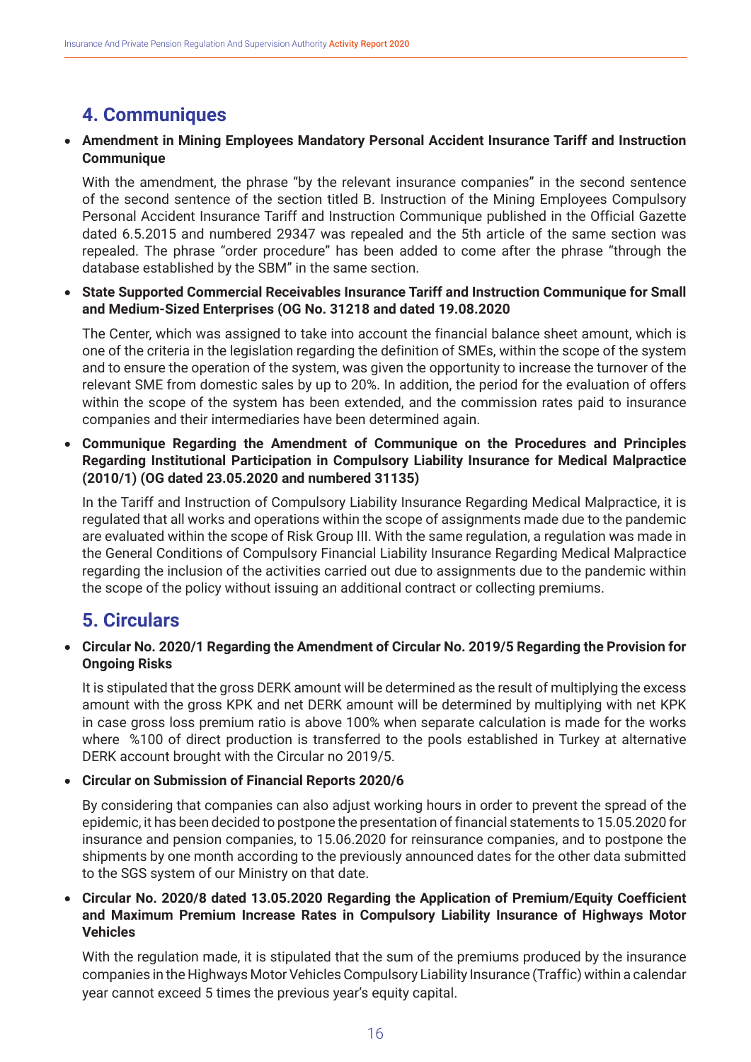## 4. Communiques

- **Amendment in Mining Employees Mandatory Personal Accident Insurance Tariff and Instruction Communique**

  With the amendment, the phrase "by the relevant insurance companies" in the second sentence of the second sentence of the section titled B. Instruction of the Mining Employees Compulsory Personal Accident Insurance Tariff and Instruction Communique published in the Official Gazette dated 6.5.2015 and numbered 29347 was repealed and the 5th article of the same section was repealed. The phrase "order procedure" has been added to come after the phrase "through the database established by the SBM" in the same section.

- **State Supported Commercial Receivables Insurance Tariff and Instruction Communique for Small and Medium-Sized Enterprises (OG No. 31218 and dated 19.08.2020**

  The Center, which was assigned to take into account the financial balance sheet amount, which is one of the criteria in the legislation regarding the definition of SMEs, within the scope of the system and to ensure the operation of the system, was given the opportunity to increase the turnover of the relevant SME from domestic sales by up to 20%. In addition, the period for the evaluation of offers within the scope of the system has been extended, and the commission rates paid to insurance companies and their intermediaries have been determined again.

- **Communique Regarding the Amendment of Communique on the Procedures and Principles Regarding Institutional Participation in Compulsory Liability Insurance for Medical Malpractice (2010/1) (OG dated 23.05.2020 and numbered 31135)**

  In the Tariff and Instruction of Compulsory Liability Insurance Regarding Medical Malpractice, it is regulated that all works and operations within the scope of assignments made due to the pandemic are evaluated within the scope of Risk Group III. With the same regulation, a regulation was made in the General Conditions of Compulsory Financial Liability Insurance Regarding Medical Malpractice regarding the inclusion of the activities carried out due to assignments due to the pandemic within the scope of the policy without issuing an additional contract or collecting premiums.

## 5. Circulars

- **Circular No. 2020/1 Regarding the Amendment of Circular No. 2019/5 Regarding the Provision for Ongoing Risks**

  It is stipulated that the gross DERK amount will be determined as the result of multiplying the excess amount with the gross KPK and net DERK amount will be determined by multiplying with net KPK in case gross loss premium ratio is above 100% when separate calculation is made for the works where %100 of direct production is transferred to the pools established in Turkey at alternative DERK account brought with the Circular no 2019/5.

- **Circular on Submission of Financial Reports 2020/6**

  By considering that companies can also adjust working hours in order to prevent the spread of the epidemic, it has been decided to postpone the presentation of financial statements to 15.05.2020 for insurance and pension companies, to 15.06.2020 for reinsurance companies, and to postpone the shipments by one month according to the previously announced dates for the other data submitted to the SGS system of our Ministry on that date.

- **Circular No. 2020/8 dated 13.05.2020 Regarding the Application of Premium/Equity Coefficient and Maximum Premium Increase Rates in Compulsory Liability Insurance of Highways Motor Vehicles**

  With the regulation made, it is stipulated that the sum of the premiums produced by the insurance companies in the Highways Motor Vehicles Compulsory Liability Insurance (Traffic) within a calendar year cannot exceed 5 times the previous year's equity capital.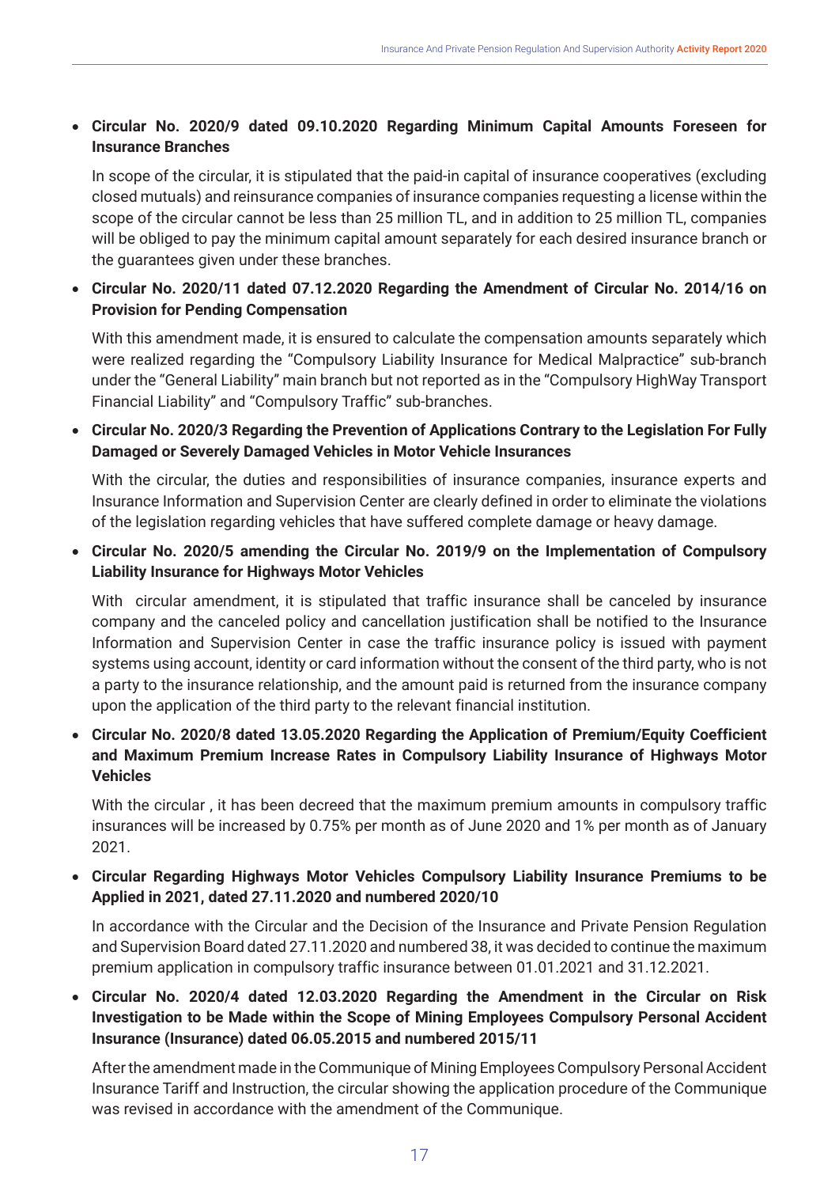- **Circular No. 2020/9 dated 09.10.2020 Regarding Minimum Capital Amounts Foreseen for Insurance Branches**

  In scope of the circular, it is stipulated that the paid-in capital of insurance cooperatives (excluding closed mutuals) and reinsurance companies of insurance companies requesting a license within the scope of the circular cannot be less than 25 million TL, and in addition to 25 million TL, companies will be obliged to pay the minimum capital amount separately for each desired insurance branch or the guarantees given under these branches.

- **Circular No. 2020/11 dated 07.12.2020 Regarding the Amendment of Circular No. 2014/16 on Provision for Pending Compensation**

  With this amendment made, it is ensured to calculate the compensation amounts separately which were realized regarding the "Compulsory Liability Insurance for Medical Malpractice" sub-branch under the "General Liability" main branch but not reported as in the "Compulsory HighWay Transport Financial Liability" and "Compulsory Traffic" sub-branches.

- **Circular No. 2020/3 Regarding the Prevention of Applications Contrary to the Legislation For Fully Damaged or Severely Damaged Vehicles in Motor Vehicle Insurances**

  With the circular, the duties and responsibilities of insurance companies, insurance experts and Insurance Information and Supervision Center are clearly defined in order to eliminate the violations of the legislation regarding vehicles that have suffered complete damage or heavy damage.

- **Circular No. 2020/5 amending the Circular No. 2019/9 on the Implementation of Compulsory Liability Insurance for Highways Motor Vehicles**

  With circular amendment, it is stipulated that traffic insurance shall be canceled by insurance company and the canceled policy and cancellation justification shall be notified to the Insurance Information and Supervision Center in case the traffic insurance policy is issued with payment systems using account, identity or card information without the consent of the third party, who is not a party to the insurance relationship, and the amount paid is returned from the insurance company upon the application of the third party to the relevant financial institution.

- **Circular No. 2020/8 dated 13.05.2020 Regarding the Application of Premium/Equity Coefficient and Maximum Premium Increase Rates in Compulsory Liability Insurance of Highways Motor Vehicles**

  With the circular , it has been decreed that the maximum premium amounts in compulsory traffic insurances will be increased by 0.75% per month as of June 2020 and 1% per month as of January 2021.

- **Circular Regarding Highways Motor Vehicles Compulsory Liability Insurance Premiums to be Applied in 2021, dated 27.11.2020 and numbered 2020/10**

  In accordance with the Circular and the Decision of the Insurance and Private Pension Regulation and Supervision Board dated 27.11.2020 and numbered 38, it was decided to continue the maximum premium application in compulsory traffic insurance between 01.01.2021 and 31.12.2021.

- **Circular No. 2020/4 dated 12.03.2020 Regarding the Amendment in the Circular on Risk Investigation to be Made within the Scope of Mining Employees Compulsory Personal Accident Insurance (Insurance) dated 06.05.2015 and numbered 2015/11**

  After the amendment made in the Communique of Mining Employees Compulsory Personal Accident Insurance Tariff and Instruction, the circular showing the application procedure of the Communique was revised in accordance with the amendment of the Communique.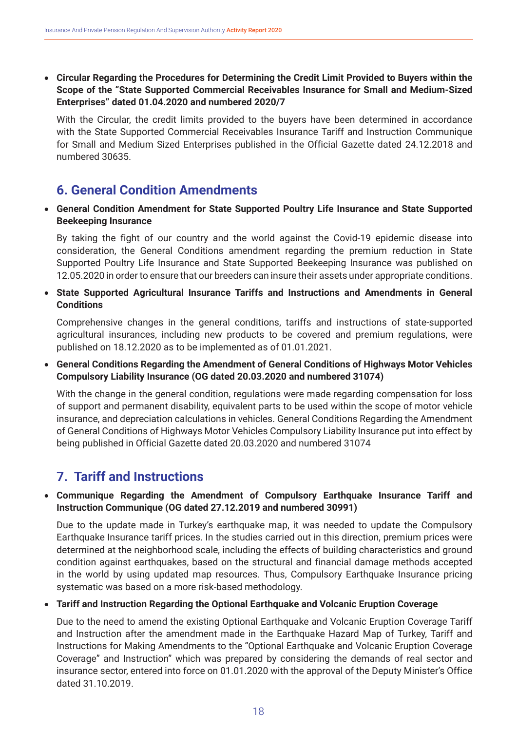- **Circular Regarding the Procedures for Determining the Credit Limit Provided to Buyers within the Scope of the "State Supported Commercial Receivables Insurance for Small and Medium-Sized Enterprises" dated 01.04.2020 and numbered 2020/7**

  With the Circular, the credit limits provided to the buyers have been determined in accordance with the State Supported Commercial Receivables Insurance Tariff and Instruction Communique for Small and Medium Sized Enterprises published in the Official Gazette dated 24.12.2018 and numbered 30635.

## 6. General Condition Amendments

- **General Condition Amendment for State Supported Poultry Life Insurance and State Supported Beekeeping Insurance**

  By taking the fight of our country and the world against the Covid-19 epidemic disease into consideration, the General Conditions amendment regarding the premium reduction in State Supported Poultry Life Insurance and State Supported Beekeeping Insurance was published on 12.05.2020 in order to ensure that our breeders can insure their assets under appropriate conditions.

- **State Supported Agricultural Insurance Tariffs and Instructions and Amendments in General Conditions**

  Comprehensive changes in the general conditions, tariffs and instructions of state-supported agricultural insurances, including new products to be covered and premium regulations, were published on 18.12.2020 as to be implemented as of 01.01.2021.

- **General Conditions Regarding the Amendment of General Conditions of Highways Motor Vehicles Compulsory Liability Insurance (OG dated 20.03.2020 and numbered 31074)**

  With the change in the general condition, regulations were made regarding compensation for loss of support and permanent disability, equivalent parts to be used within the scope of motor vehicle insurance, and depreciation calculations in vehicles. General Conditions Regarding the Amendment of General Conditions of Highways Motor Vehicles Compulsory Liability Insurance put into effect by being published in Official Gazette dated 20.03.2020 and numbered 31074

## 7. Tariff and Instructions

- **Communique Regarding the Amendment of Compulsory Earthquake Insurance Tariff and Instruction Communique (OG dated 27.12.2019 and numbered 30991)**

  Due to the update made in Turkey's earthquake map, it was needed to update the Compulsory Earthquake Insurance tariff prices. In the studies carried out in this direction, premium prices were determined at the neighborhood scale, including the effects of building characteristics and ground condition against earthquakes, based on the structural and financial damage methods accepted in the world by using updated map resources. Thus, Compulsory Earthquake Insurance pricing systematic was based on a more risk-based methodology.

- **Tariff and Instruction Regarding the Optional Earthquake and Volcanic Eruption Coverage**

  Due to the need to amend the existing Optional Earthquake and Volcanic Eruption Coverage Tariff and Instruction after the amendment made in the Earthquake Hazard Map of Turkey, Tariff and Instructions for Making Amendments to the "Optional Earthquake and Volcanic Eruption Coverage Coverage" and Instruction" which was prepared by considering the demands of real sector and insurance sector, entered into force on 01.01.2020 with the approval of the Deputy Minister's Office dated 31.10.2019.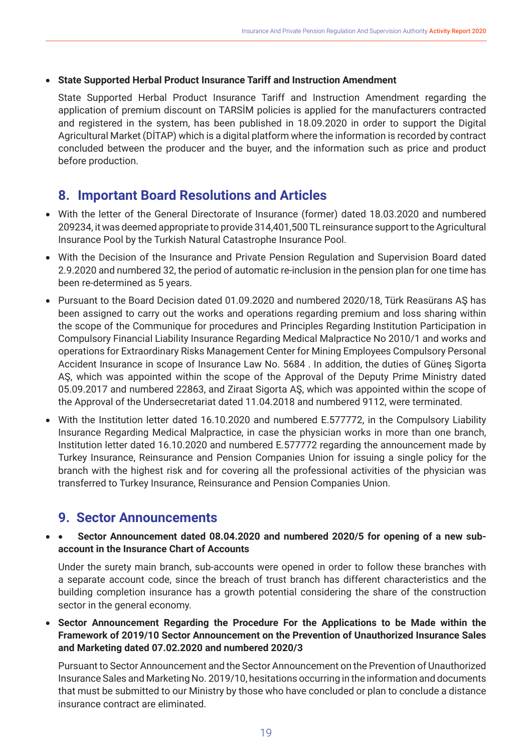- **State Supported Herbal Product Insurance Tariff and Instruction Amendment**

  State Supported Herbal Product Insurance Tariff and Instruction Amendment regarding the application of premium discount on TARSİM policies is applied for the manufacturers contracted and registered in the system, has been published in 18.09.2020 in order to support the Digital Agricultural Market (DİTAP) which is a digital platform where the information is recorded by contract concluded between the producer and the buyer, and the information such as price and product before production.

## 8. Important Board Resolutions and Articles

- With the letter of the General Directorate of Insurance (former) dated 18.03.2020 and numbered 209234, it was deemed appropriate to provide 314,401,500 TL reinsurance support to the Agricultural Insurance Pool by the Turkish Natural Catastrophe Insurance Pool.
- With the Decision of the Insurance and Private Pension Regulation and Supervision Board dated 2.9.2020 and numbered 32, the period of automatic re-inclusion in the pension plan for one time has been re-determined as 5 years.
- Pursuant to the Board Decision dated 01.09.2020 and numbered 2020/18, Türk Reasürans AŞ has been assigned to carry out the works and operations regarding premium and loss sharing within the scope of the Communique for procedures and Principles Regarding Institution Participation in Compulsory Financial Liability Insurance Regarding Medical Malpractice No 2010/1 and works and operations for Extraordinary Risks Management Center for Mining Employees Compulsory Personal Accident Insurance in scope of Insurance Law No. 5684 . In addition, the duties of Güneş Sigorta AŞ, which was appointed within the scope of the Approval of the Deputy Prime Ministry dated 05.09.2017 and numbered 22863, and Ziraat Sigorta AŞ, which was appointed within the scope of the Approval of the Undersecretariat dated 11.04.2018 and numbered 9112, were terminated.
- With the Institution letter dated 16.10.2020 and numbered E.577772, in the Compulsory Liability Insurance Regarding Medical Malpractice, in case the physician works in more than one branch, Institution letter dated 16.10.2020 and numbered E.577772 regarding the announcement made by Turkey Insurance, Reinsurance and Pension Companies Union for issuing a single policy for the branch with the highest risk and for covering all the professional activities of the physician was transferred to Turkey Insurance, Reinsurance and Pension Companies Union.

## 9. Sector Announcements

- **Sector Announcement dated 08.04.2020 and numbered 2020/5 for opening of a new sub-account in the Insurance Chart of Accounts**

  Under the surety main branch, sub-accounts were opened in order to follow these branches with a separate account code, since the breach of trust branch has different characteristics and the building completion insurance has a growth potential considering the share of the construction sector in the general economy.

- **Sector Announcement Regarding the Procedure For the Applications to be Made within the Framework of 2019/10 Sector Announcement on the Prevention of Unauthorized Insurance Sales and Marketing dated 07.02.2020 and numbered 2020/3**

  Pursuant to Sector Announcement and the Sector Announcement on the Prevention of Unauthorized Insurance Sales and Marketing No. 2019/10, hesitations occurring in the information and documents that must be submitted to our Ministry by those who have concluded or plan to conclude a distance insurance contract are eliminated.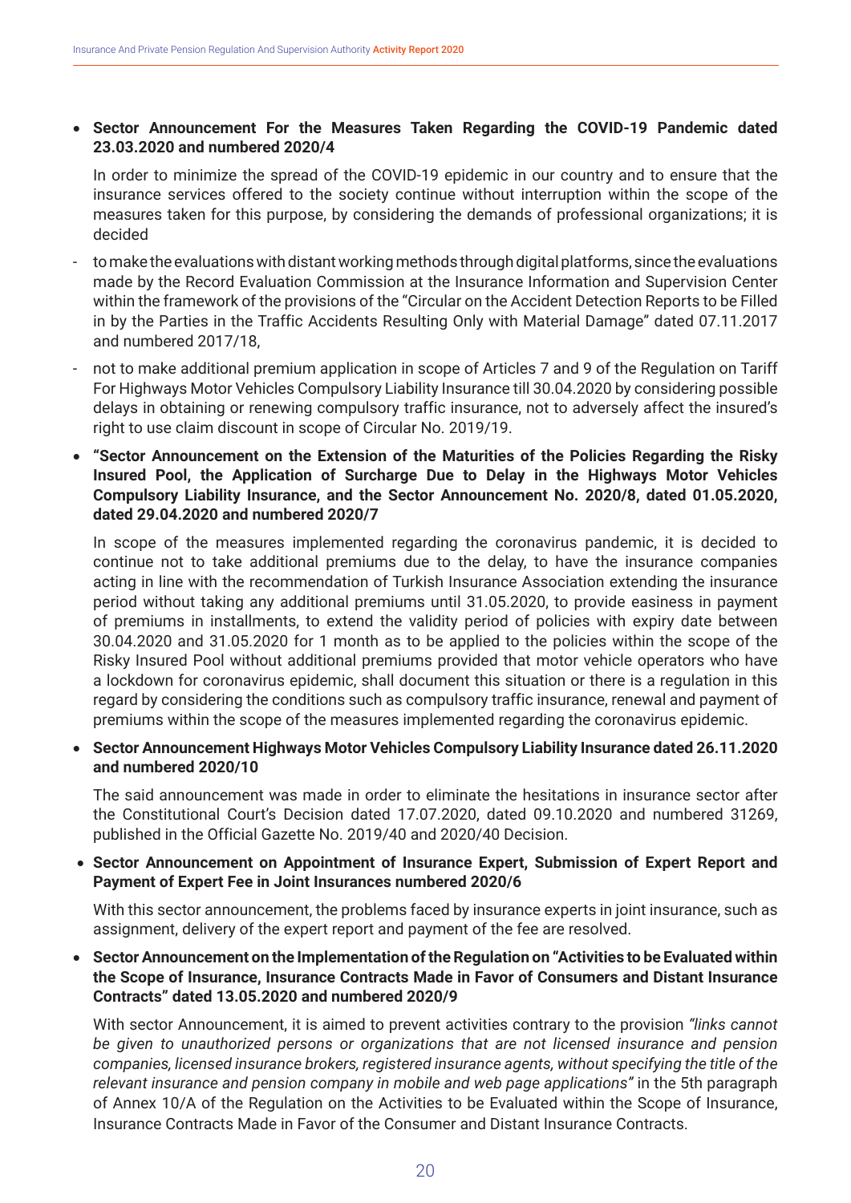- **Sector Announcement For the Measures Taken Regarding the COVID-19 Pandemic dated 23.03.2020 and numbered 2020/4**

  In order to minimize the spread of the COVID-19 epidemic in our country and to ensure that the insurance services offered to the society continue without interruption within the scope of the measures taken for this purpose, by considering the demands of professional organizations; it is decided

  - to make the evaluations with distant working methods through digital platforms, since the evaluations made by the Record Evaluation Commission at the Insurance Information and Supervision Center within the framework of the provisions of the "Circular on the Accident Detection Reports to be Filled in by the Parties in the Traffic Accidents Resulting Only with Material Damage" dated 07.11.2017 and numbered 2017/18,
  - not to make additional premium application in scope of Articles 7 and 9 of the Regulation on Tariff For Highways Motor Vehicles Compulsory Liability Insurance till 30.04.2020 by considering possible delays in obtaining or renewing compulsory traffic insurance, not to adversely affect the insured's right to use claim discount in scope of Circular No. 2019/19.

- **"Sector Announcement on the Extension of the Maturities of the Policies Regarding the Risky Insured Pool, the Application of Surcharge Due to Delay in the Highways Motor Vehicles Compulsory Liability Insurance, and the Sector Announcement No. 2020/8, dated 01.05.2020, dated 29.04.2020 and numbered 2020/7**

  In scope of the measures implemented regarding the coronavirus pandemic, it is decided to continue not to take additional premiums due to the delay, to have the insurance companies acting in line with the recommendation of Turkish Insurance Association extending the insurance period without taking any additional premiums until 31.05.2020, to provide easiness in payment of premiums in installments, to extend the validity period of policies with expiry date between 30.04.2020 and 31.05.2020 for 1 month as to be applied to the policies within the scope of the Risky Insured Pool without additional premiums provided that motor vehicle operators who have a lockdown for coronavirus epidemic, shall document this situation or there is a regulation in this regard by considering the conditions such as compulsory traffic insurance, renewal and payment of premiums within the scope of the measures implemented regarding the coronavirus epidemic.

- **Sector Announcement Highways Motor Vehicles Compulsory Liability Insurance dated 26.11.2020 and numbered 2020/10**

  The said announcement was made in order to eliminate the hesitations in insurance sector after the Constitutional Court's Decision dated 17.07.2020, dated 09.10.2020 and numbered 31269, published in the Official Gazette No. 2019/40 and 2020/40 Decision.

- **Sector Announcement on Appointment of Insurance Expert, Submission of Expert Report and Payment of Expert Fee in Joint Insurances numbered 2020/6**

  With this sector announcement, the problems faced by insurance experts in joint insurance, such as assignment, delivery of the expert report and payment of the fee are resolved.

- **Sector Announcement on the Implementation of the Regulation on "Activities to be Evaluated within the Scope of Insurance, Insurance Contracts Made in Favor of Consumers and Distant Insurance Contracts" dated 13.05.2020 and numbered 2020/9**

  With sector Announcement, it is aimed to prevent activities contrary to the provision *"links cannot be given to unauthorized persons or organizations that are not licensed insurance and pension companies, licensed insurance brokers, registered insurance agents, without specifying the title of the relevant insurance and pension company in mobile and web page applications"* in the 5th paragraph of Annex 10/A of the Regulation on the Activities to be Evaluated within the Scope of Insurance, Insurance Contracts Made in Favor of the Consumer and Distant Insurance Contracts.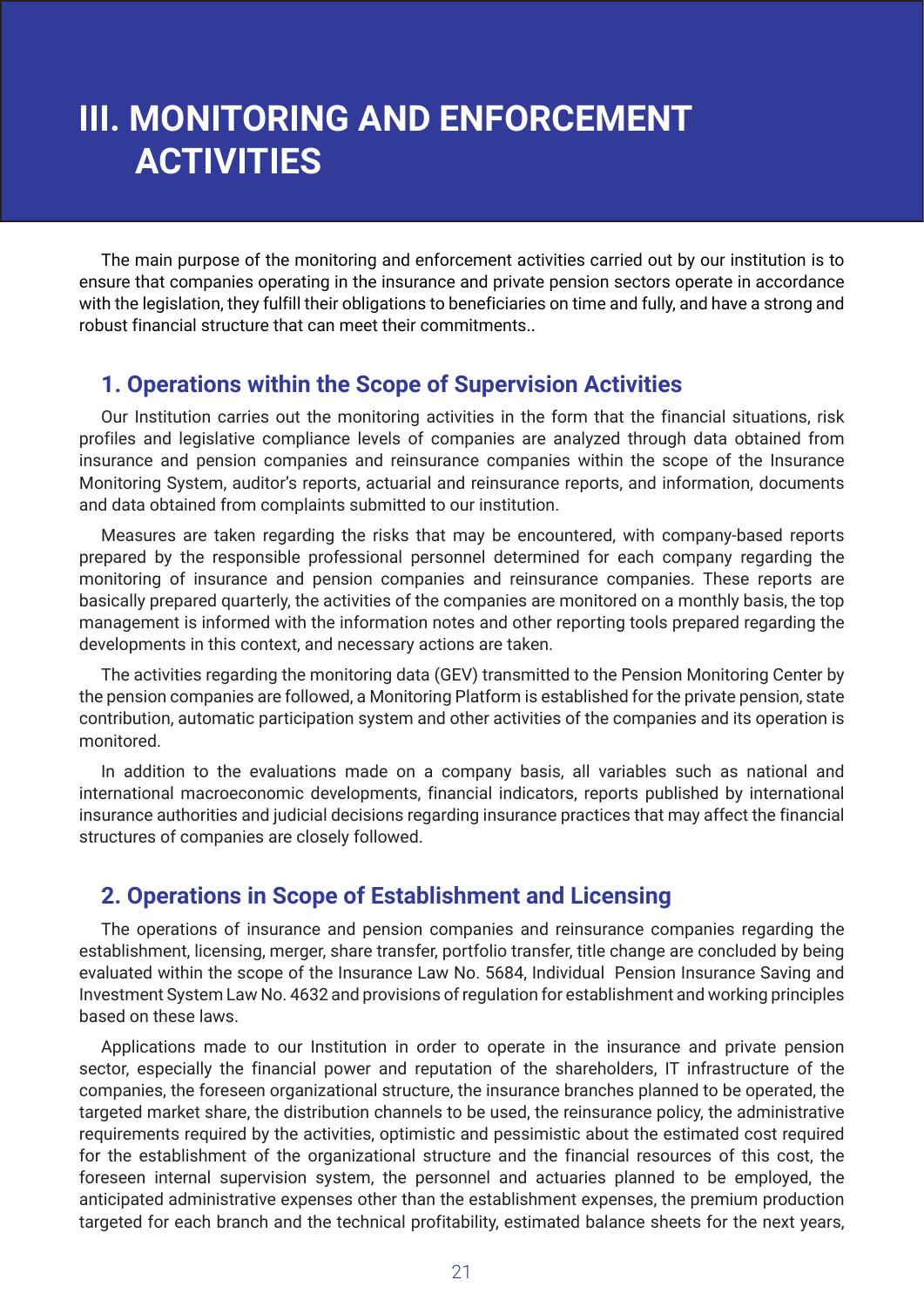# III. MONITORING AND ENFORCEMENT ACTIVITIES

The main purpose of the monitoring and enforcement activities carried out by our institution is to ensure that companies operating in the insurance and private pension sectors operate in accordance with the legislation, they fulfill their obligations to beneficiaries on time and fully, and have a strong and robust financial structure that can meet their commitments..

## 1. Operations within the Scope of Supervision Activities

Our Institution carries out the monitoring activities in the form that the financial situations, risk profiles and legislative compliance levels of companies are analyzed through data obtained from insurance and pension companies and reinsurance companies within the scope of the Insurance Monitoring System, auditor's reports, actuarial and reinsurance reports, and information, documents and data obtained from complaints submitted to our institution.

Measures are taken regarding the risks that may be encountered, with company-based reports prepared by the responsible professional personnel determined for each company regarding the monitoring of insurance and pension companies and reinsurance companies. These reports are basically prepared quarterly, the activities of the companies are monitored on a monthly basis, the top management is informed with the information notes and other reporting tools prepared regarding the developments in this context, and necessary actions are taken.

The activities regarding the monitoring data (GEV) transmitted to the Pension Monitoring Center by the pension companies are followed, a Monitoring Platform is established for the private pension, state contribution, automatic participation system and other activities of the companies and its operation is monitored.

In addition to the evaluations made on a company basis, all variables such as national and international macroeconomic developments, financial indicators, reports published by international insurance authorities and judicial decisions regarding insurance practices that may affect the financial structures of companies are closely followed.

## 2. Operations in Scope of Establishment and Licensing

The operations of insurance and pension companies and reinsurance companies regarding the establishment, licensing, merger, share transfer, portfolio transfer, title change are concluded by being evaluated within the scope of the Insurance Law No. 5684, Individual Pension Insurance Saving and Investment System Law No. 4632 and provisions of regulation for establishment and working principles based on these laws.

Applications made to our Institution in order to operate in the insurance and private pension sector, especially the financial power and reputation of the shareholders, IT infrastructure of the companies, the foreseen organizational structure, the insurance branches planned to be operated, the targeted market share, the distribution channels to be used, the reinsurance policy, the administrative requirements required by the activities, optimistic and pessimistic about the estimated cost required for the establishment of the organizational structure and the financial resources of this cost, the foreseen internal supervision system, the personnel and actuaries planned to be employed, the anticipated administrative expenses other than the establishment expenses, the premium production targeted for each branch and the technical profitability, estimated balance sheets for the next years,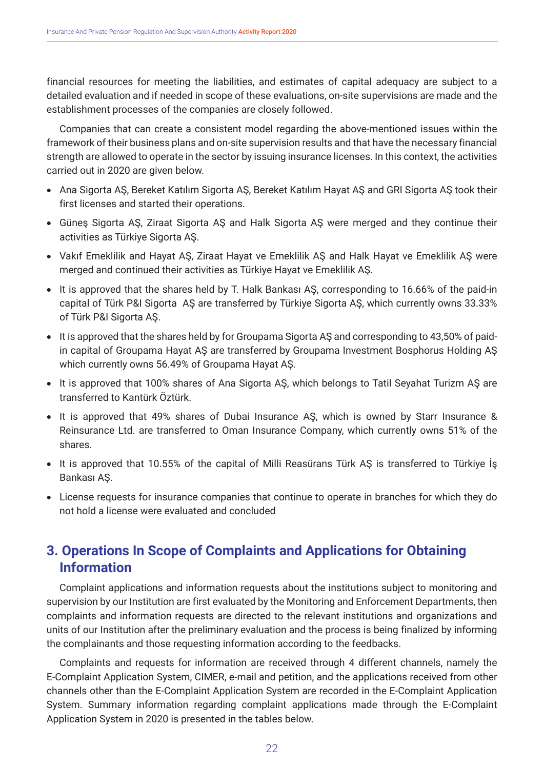financial resources for meeting the liabilities, and estimates of capital adequacy are subject to a detailed evaluation and if needed in scope of these evaluations, on-site supervisions are made and the establishment processes of the companies are closely followed.

Companies that can create a consistent model regarding the above-mentioned issues within the framework of their business plans and on-site supervision results and that have the necessary financial strength are allowed to operate in the sector by issuing insurance licenses. In this context, the activities carried out in 2020 are given below.

- Ana Sigorta AŞ, Bereket Katılım Sigorta AŞ, Bereket Katılım Hayat AŞ and GRI Sigorta AŞ took their first licenses and started their operations.
- Güneş Sigorta AŞ, Ziraat Sigorta AŞ and Halk Sigorta AŞ were merged and they continue their activities as Türkiye Sigorta AŞ.
- Vakıf Emeklilik and Hayat AŞ, Ziraat Hayat ve Emeklilik AŞ and Halk Hayat ve Emeklilik AŞ were merged and continued their activities as Türkiye Hayat ve Emeklilik AŞ.
- It is approved that the shares held by T. Halk Bankası AŞ, corresponding to 16.66% of the paid-in capital of Türk P&I Sigorta AŞ are transferred by Türkiye Sigorta AŞ, which currently owns 33.33% of Türk P&I Sigorta AŞ.
- It is approved that the shares held by for Groupama Sigorta AŞ and corresponding to 43,50% of paid-in capital of Groupama Hayat AŞ are transferred by Groupama Investment Bosphorus Holding AŞ which currently owns 56.49% of Groupama Hayat AŞ.
- It is approved that 100% shares of Ana Sigorta AŞ, which belongs to Tatil Seyahat Turizm AŞ are transferred to Kantürk Öztürk.
- It is approved that 49% shares of Dubai Insurance AŞ, which is owned by Starr Insurance & Reinsurance Ltd. are transferred to Oman Insurance Company, which currently owns 51% of the shares.
- It is approved that 10.55% of the capital of Milli Reasürans Türk AŞ is transferred to Türkiye İş Bankası AŞ.
- License requests for insurance companies that continue to operate in branches for which they do not hold a license were evaluated and concluded

## 3. Operations In Scope of Complaints and Applications for Obtaining Information

Complaint applications and information requests about the institutions subject to monitoring and supervision by our Institution are first evaluated by the Monitoring and Enforcement Departments, then complaints and information requests are directed to the relevant institutions and organizations and units of our Institution after the preliminary evaluation and the process is being finalized by informing the complainants and those requesting information according to the feedbacks.

Complaints and requests for information are received through 4 different channels, namely the E-Complaint Application System, CIMER, e-mail and petition, and the applications received from other channels other than the E-Complaint Application System are recorded in the E-Complaint Application System. Summary information regarding complaint applications made through the E-Complaint Application System in 2020 is presented in the tables below.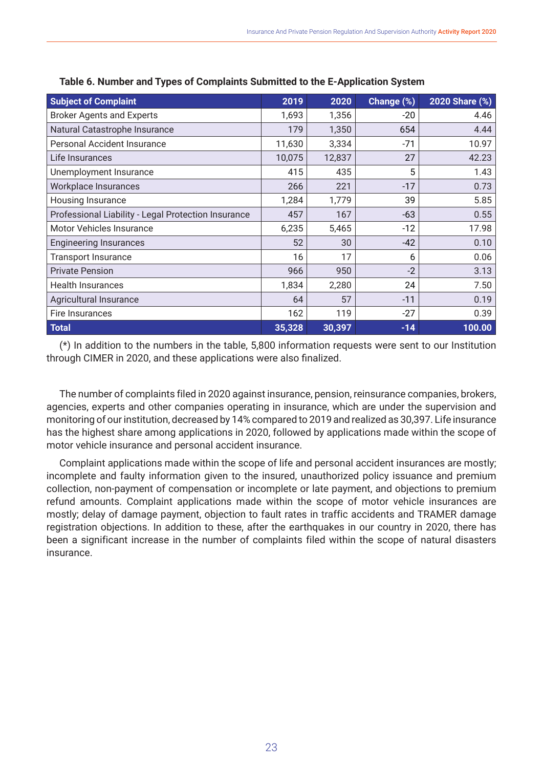**Table 6. Number and Types of Complaints Submitted to the E-Application System**

| Subject of Complaint | 2019 | 2020 | Change (%) | 2020 Share (%) |
|---|---|---|---|---|
| Broker Agents and Experts | 1,693 | 1,356 | -20 | 4.46 |
| Natural Catastrophe Insurance | 179 | 1,350 | 654 | 4.44 |
| Personal Accident Insurance | 11,630 | 3,334 | -71 | 10.97 |
| Life Insurances | 10,075 | 12,837 | 27 | 42.23 |
| Unemployment Insurance | 415 | 435 | 5 | 1.43 |
| Workplace Insurances | 266 | 221 | -17 | 0.73 |
| Housing Insurance | 1,284 | 1,779 | 39 | 5.85 |
| Professional Liability - Legal Protection Insurance | 457 | 167 | -63 | 0.55 |
| Motor Vehicles Insurance | 6,235 | 5,465 | -12 | 17.98 |
| Engineering Insurances | 52 | 30 | -42 | 0.10 |
| Transport Insurance | 16 | 17 | 6 | 0.06 |
| Private Pension | 966 | 950 | -2 | 3.13 |
| Health Insurances | 1,834 | 2,280 | 24 | 7.50 |
| Agricultural Insurance | 64 | 57 | -11 | 0.19 |
| Fire Insurances | 162 | 119 | -27 | 0.39 |
| **Total** | **35,328** | **30,397** | **-14** | **100.00** |

(*) In addition to the numbers in the table, 5,800 information requests were sent to our Institution through CIMER in 2020, and these applications were also finalized.

The number of complaints filed in 2020 against insurance, pension, reinsurance companies, brokers, agencies, experts and other companies operating in insurance, which are under the supervision and monitoring of our institution, decreased by 14% compared to 2019 and realized as 30,397. Life insurance has the highest share among applications in 2020, followed by applications made within the scope of motor vehicle insurance and personal accident insurance.

Complaint applications made within the scope of life and personal accident insurances are mostly; incomplete and faulty information given to the insured, unauthorized policy issuance and premium collection, non-payment of compensation or incomplete or late payment, and objections to premium refund amounts. Complaint applications made within the scope of motor vehicle insurances are mostly; delay of damage payment, objection to fault rates in traffic accidents and TRAMER damage registration objections. In addition to these, after the earthquakes in our country in 2020, there has been a significant increase in the number of complaints filed within the scope of natural disasters insurance.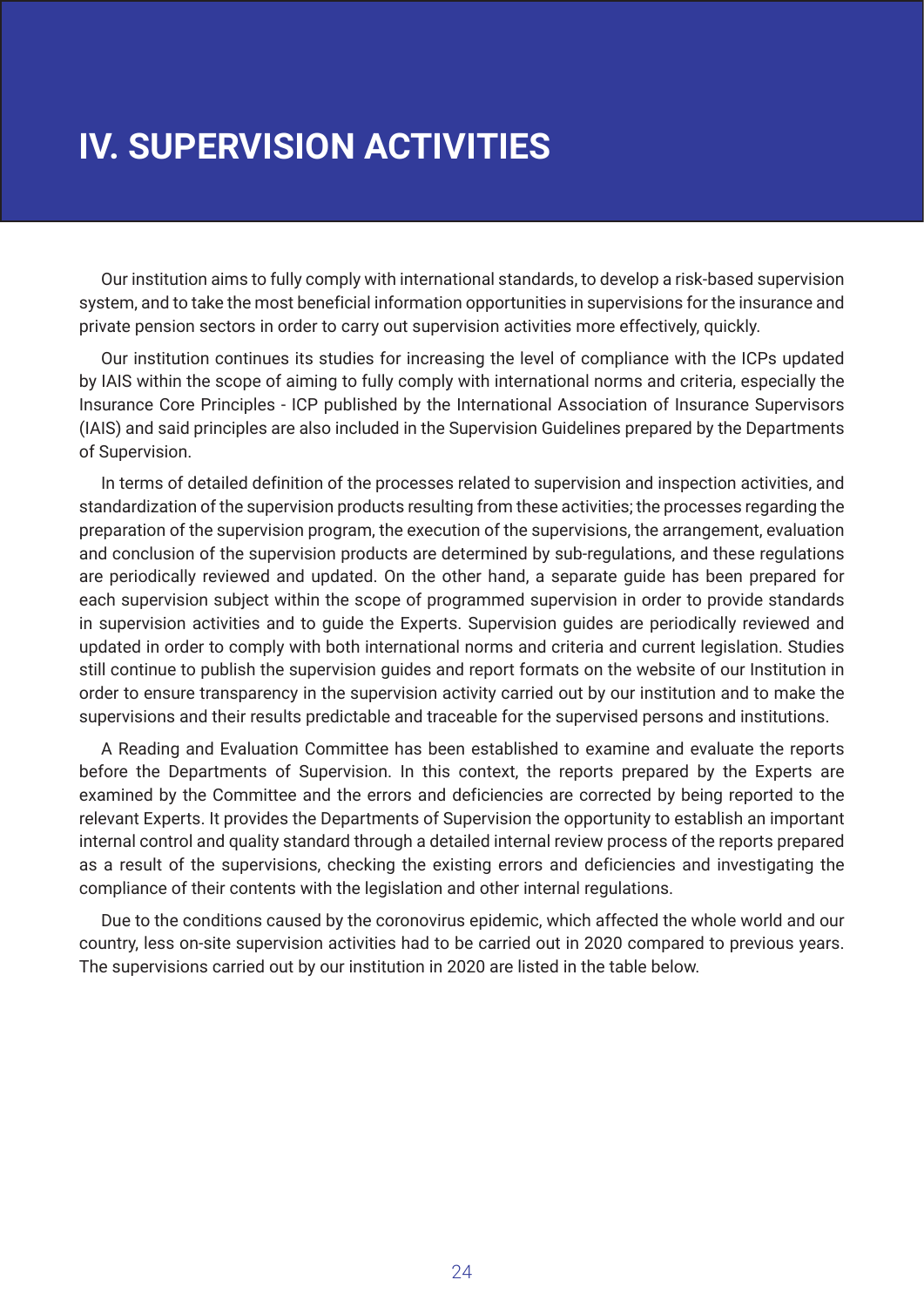# IV. SUPERVISION ACTIVITIES

Our institution aims to fully comply with international standards, to develop a risk-based supervision system, and to take the most beneficial information opportunities in supervisions for the insurance and private pension sectors in order to carry out supervision activities more effectively, quickly.

Our institution continues its studies for increasing the level of compliance with the ICPs updated by IAIS within the scope of aiming to fully comply with international norms and criteria, especially the Insurance Core Principles - ICP published by the International Association of Insurance Supervisors (IAIS) and said principles are also included in the Supervision Guidelines prepared by the Departments of Supervision.

In terms of detailed definition of the processes related to supervision and inspection activities, and standardization of the supervision products resulting from these activities; the processes regarding the preparation of the supervision program, the execution of the supervisions, the arrangement, evaluation and conclusion of the supervision products are determined by sub-regulations, and these regulations are periodically reviewed and updated. On the other hand, a separate guide has been prepared for each supervision subject within the scope of programmed supervision in order to provide standards in supervision activities and to guide the Experts. Supervision guides are periodically reviewed and updated in order to comply with both international norms and criteria and current legislation. Studies still continue to publish the supervision guides and report formats on the website of our Institution in order to ensure transparency in the supervision activity carried out by our institution and to make the supervisions and their results predictable and traceable for the supervised persons and institutions.

A Reading and Evaluation Committee has been established to examine and evaluate the reports before the Departments of Supervision. In this context, the reports prepared by the Experts are examined by the Committee and the errors and deficiencies are corrected by being reported to the relevant Experts. It provides the Departments of Supervision the opportunity to establish an important internal control and quality standard through a detailed internal review process of the reports prepared as a result of the supervisions, checking the existing errors and deficiencies and investigating the compliance of their contents with the legislation and other internal regulations.

Due to the conditions caused by the coronovirus epidemic, which affected the whole world and our country, less on-site supervision activities had to be carried out in 2020 compared to previous years. The supervisions carried out by our institution in 2020 are listed in the table below.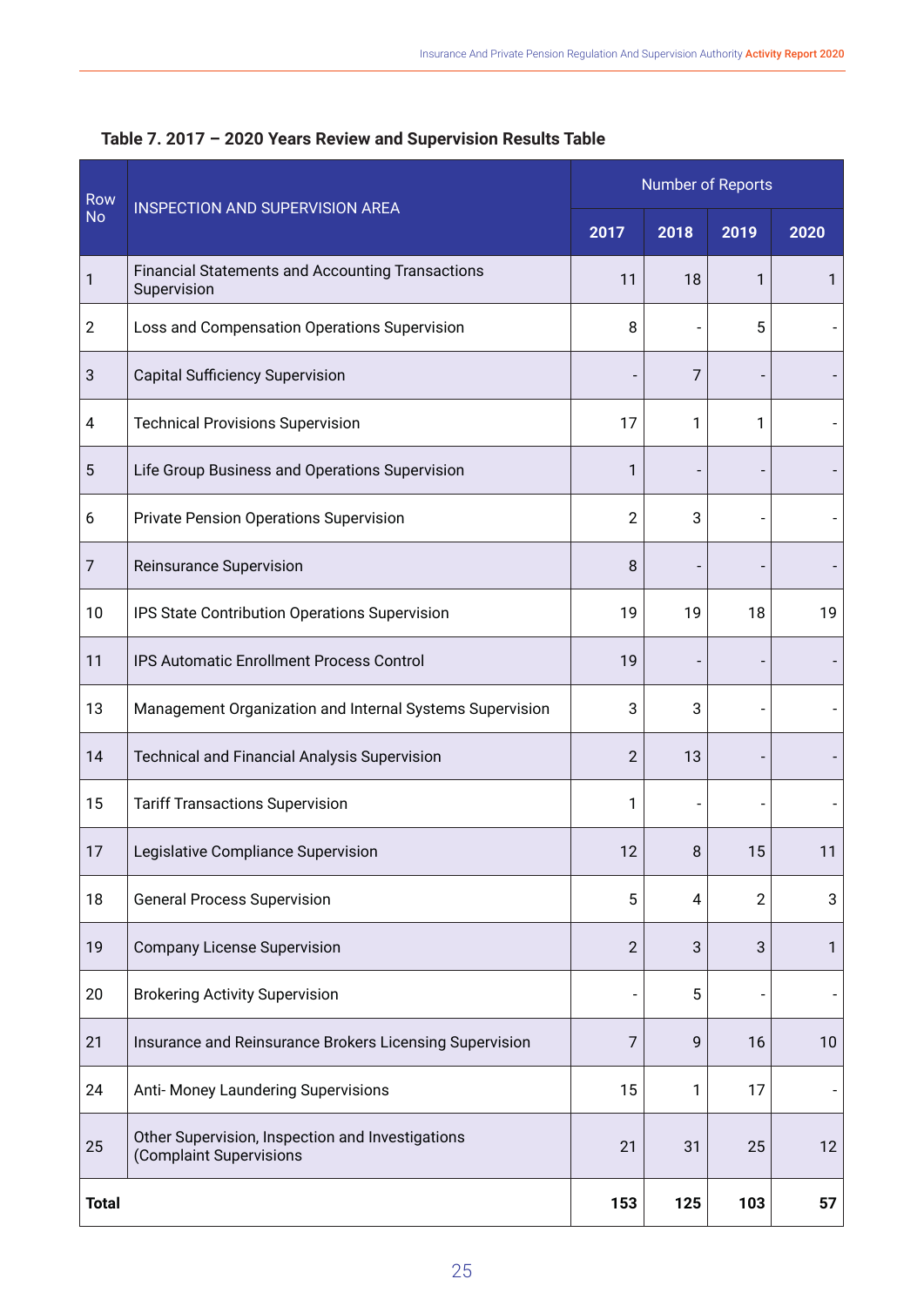**Table 7. 2017 – 2020 Years Review and Supervision Results Table**

| Row No | INSPECTION AND SUPERVISION AREA | Number of Reports | | | |
|---|---|---|---|---|---|
| | | 2017 | 2018 | 2019 | 2020 |
| 1 | Financial Statements and Accounting Transactions Supervision | 11 | 18 | 1 | 1 |
| 2 | Loss and Compensation Operations Supervision | 8 | - | 5 | - |
| 3 | Capital Sufficiency Supervision | - | 7 | - | - |
| 4 | Technical Provisions Supervision | 17 | 1 | 1 | - |
| 5 | Life Group Business and Operations Supervision | 1 | - | - | - |
| 6 | Private Pension Operations Supervision | 2 | 3 | - | - |
| 7 | Reinsurance Supervision | 8 | - | - | - |
| 10 | IPS State Contribution Operations Supervision | 19 | 19 | 18 | 19 |
| 11 | IPS Automatic Enrollment Process Control | 19 | - | - | - |
| 13 | Management Organization and Internal Systems Supervision | 3 | 3 | - | - |
| 14 | Technical and Financial Analysis Supervision | 2 | 13 | - | - |
| 15 | Tariff Transactions Supervision | 1 | - | - | - |
| 17 | Legislative Compliance Supervision | 12 | 8 | 15 | 11 |
| 18 | General Process Supervision | 5 | 4 | 2 | 3 |
| 19 | Company License Supervision | 2 | 3 | 3 | 1 |
| 20 | Brokering Activity Supervision | - | 5 | - | - |
| 21 | Insurance and Reinsurance Brokers Licensing Supervision | 7 | 9 | 16 | 10 |
| 24 | Anti- Money Laundering Supervisions | 15 | 1 | 17 | - |
| 25 | Other Supervision, Inspection and Investigations (Complaint Supervisions | 21 | 31 | 25 | 12 |
| **Total** | | **153** | **125** | **103** | **57** |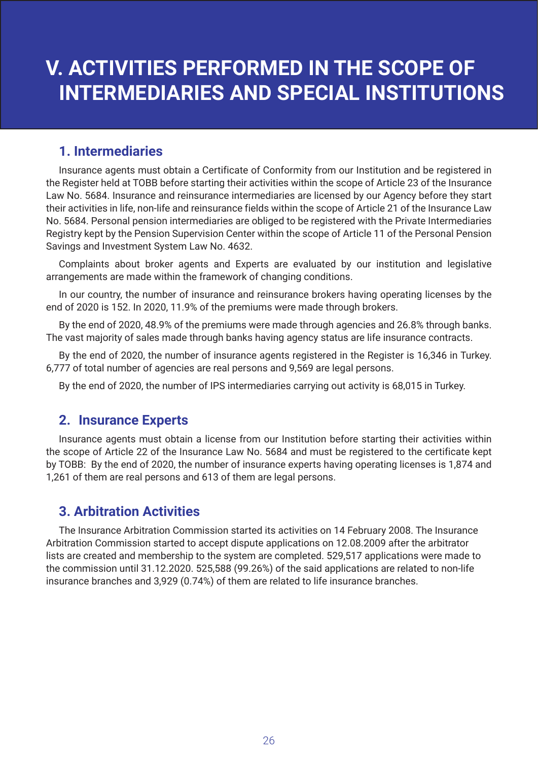# V. ACTIVITIES PERFORMED IN THE SCOPE OF INTERMEDIARIES AND SPECIAL INSTITUTIONS

## 1. Intermediaries

Insurance agents must obtain a Certificate of Conformity from our Institution and be registered in the Register held at TOBB before starting their activities within the scope of Article 23 of the Insurance Law No. 5684. Insurance and reinsurance intermediaries are licensed by our Agency before they start their activities in life, non-life and reinsurance fields within the scope of Article 21 of the Insurance Law No. 5684. Personal pension intermediaries are obliged to be registered with the Private Intermediaries Registry kept by the Pension Supervision Center within the scope of Article 11 of the Personal Pension Savings and Investment System Law No. 4632.

Complaints about broker agents and Experts are evaluated by our institution and legislative arrangements are made within the framework of changing conditions.

In our country, the number of insurance and reinsurance brokers having operating licenses by the end of 2020 is 152. In 2020, 11.9% of the premiums were made through brokers.

By the end of 2020, 48.9% of the premiums were made through agencies and 26.8% through banks. The vast majority of sales made through banks having agency status are life insurance contracts.

By the end of 2020, the number of insurance agents registered in the Register is 16,346 in Turkey. 6,777 of total number of agencies are real persons and 9,569 are legal persons.

By the end of 2020, the number of IPS intermediaries carrying out activity is 68,015 in Turkey.

## 2. Insurance Experts

Insurance agents must obtain a license from our Institution before starting their activities within the scope of Article 22 of the Insurance Law No. 5684 and must be registered to the certificate kept by TOBB: By the end of 2020, the number of insurance experts having operating licenses is 1,874 and 1,261 of them are real persons and 613 of them are legal persons.

## 3. Arbitration Activities

The Insurance Arbitration Commission started its activities on 14 February 2008. The Insurance Arbitration Commission started to accept dispute applications on 12.08.2009 after the arbitrator lists are created and membership to the system are completed. 529,517 applications were made to the commission until 31.12.2020. 525,588 (99.26%) of the said applications are related to non-life insurance branches and 3,929 (0.74%) of them are related to life insurance branches.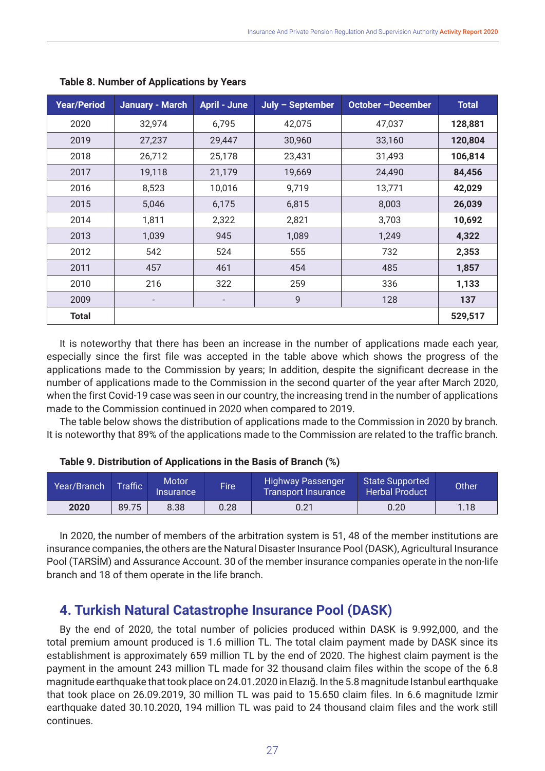**Table 8. Number of Applications by Years**

| Year/Period | January - March | April - June | July – September | October –December | Total |
|---|---|---|---|---|---|
| 2020 | 32,974 | 6,795 | 42,075 | 47,037 | **128,881** |
| 2019 | 27,237 | 29,447 | 30,960 | 33,160 | **120,804** |
| 2018 | 26,712 | 25,178 | 23,431 | 31,493 | **106,814** |
| 2017 | 19,118 | 21,179 | 19,669 | 24,490 | **84,456** |
| 2016 | 8,523 | 10,016 | 9,719 | 13,771 | **42,029** |
| 2015 | 5,046 | 6,175 | 6,815 | 8,003 | **26,039** |
| 2014 | 1,811 | 2,322 | 2,821 | 3,703 | **10,692** |
| 2013 | 1,039 | 945 | 1,089 | 1,249 | **4,322** |
| 2012 | 542 | 524 | 555 | 732 | **2,353** |
| 2011 | 457 | 461 | 454 | 485 | **1,857** |
| 2010 | 216 | 322 | 259 | 336 | **1,133** |
| 2009 | - | - | 9 | 128 | **137** |
| **Total** | | | | | **529,517** |

It is noteworthy that there has been an increase in the number of applications made each year, especially since the first file was accepted in the table above which shows the progress of the applications made to the Commission by years; In addition, despite the significant decrease in the number of applications made to the Commission in the second quarter of the year after March 2020, when the first Covid-19 case was seen in our country, the increasing trend in the number of applications made to the Commission continued in 2020 when compared to 2019.

The table below shows the distribution of applications made to the Commission in 2020 by branch. It is noteworthy that 89% of the applications made to the Commission are related to the traffic branch.

**Table 9. Distribution of Applications in the Basis of Branch (%)**

| Year/Branch | Traffic | Motor Insurance | Fire | Highway Passenger Transport Insurance | State Supported Herbal Product | Other |
|---|---|---|---|---|---|---|
| **2020** | 89.75 | 8.38 | 0.28 | 0.21 | 0.20 | 1.18 |

In 2020, the number of members of the arbitration system is 51, 48 of the member institutions are insurance companies, the others are the Natural Disaster Insurance Pool (DASK), Agricultural Insurance Pool (TARSİM) and Assurance Account. 30 of the member insurance companies operate in the non-life branch and 18 of them operate in the life branch.

## 4. Turkish Natural Catastrophe Insurance Pool (DASK)

By the end of 2020, the total number of policies produced within DASK is 9.992,000, and the total premium amount produced is 1.6 million TL. The total claim payment made by DASK since its establishment is approximately 659 million TL by the end of 2020. The highest claim payment is the payment in the amount 243 million TL made for 32 thousand claim files within the scope of the 6.8 magnitude earthquake that took place on 24.01.2020 in Elazığ. In the 5.8 magnitude Istanbul earthquake that took place on 26.09.2019, 30 million TL was paid to 15.650 claim files. In 6.6 magnitude Izmir earthquake dated 30.10.2020, 194 million TL was paid to 24 thousand claim files and the work still continues.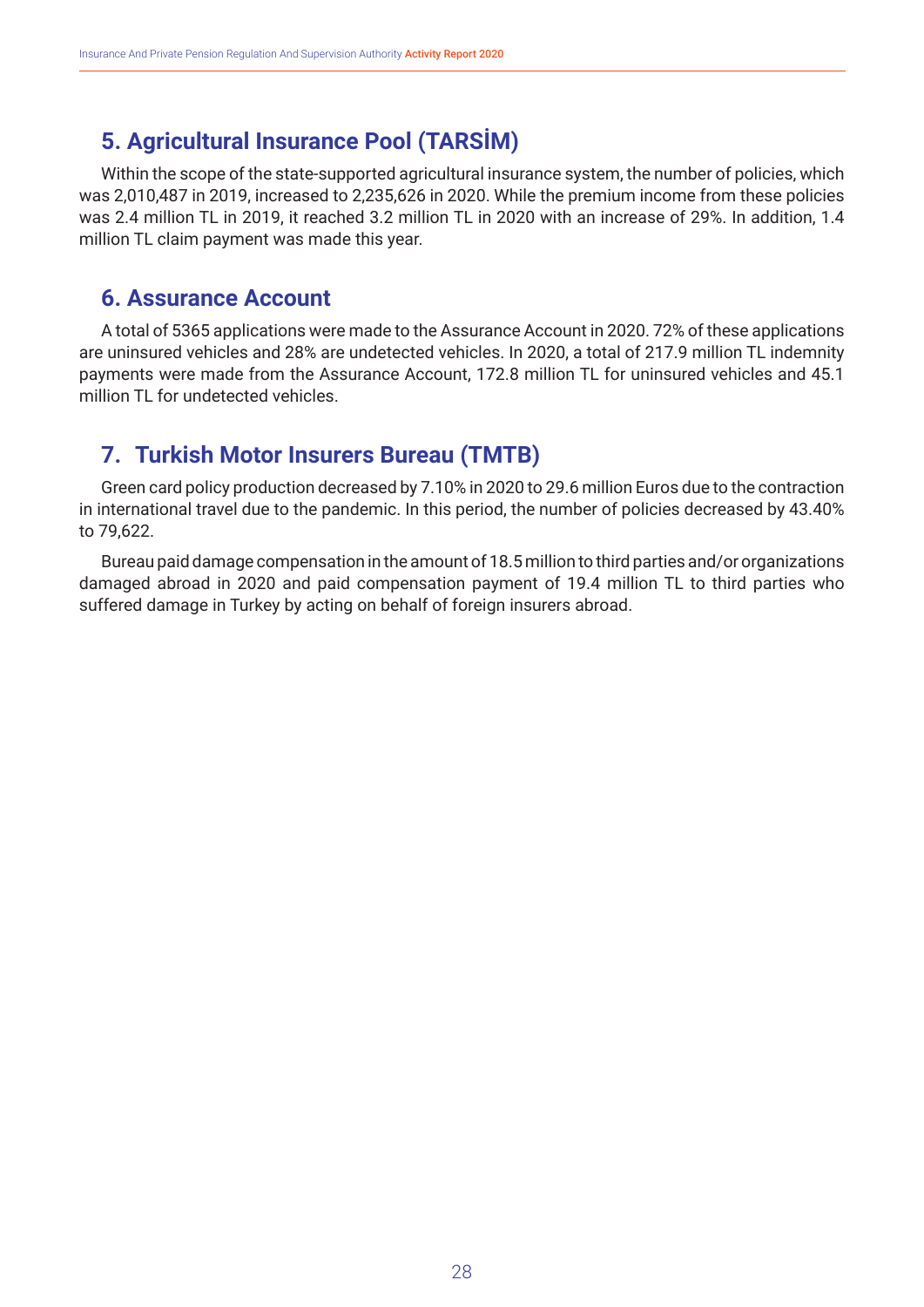## 5. Agricultural Insurance Pool (TARSİM)

Within the scope of the state-supported agricultural insurance system, the number of policies, which was 2,010,487 in 2019, increased to 2,235,626 in 2020. While the premium income from these policies was 2.4 million TL in 2019, it reached 3.2 million TL in 2020 with an increase of 29%. In addition, 1.4 million TL claim payment was made this year.

## 6. Assurance Account

A total of 5365 applications were made to the Assurance Account in 2020. 72% of these applications are uninsured vehicles and 28% are undetected vehicles. In 2020, a total of 217.9 million TL indemnity payments were made from the Assurance Account, 172.8 million TL for uninsured vehicles and 45.1 million TL for undetected vehicles.

## 7. Turkish Motor Insurers Bureau (TMTB)

Green card policy production decreased by 7.10% in 2020 to 29.6 million Euros due to the contraction in international travel due to the pandemic. In this period, the number of policies decreased by 43.40% to 79,622.

Bureau paid damage compensation in the amount of 18.5 million to third parties and/or organizations damaged abroad in 2020 and paid compensation payment of 19.4 million TL to third parties who suffered damage in Turkey by acting on behalf of foreign insurers abroad.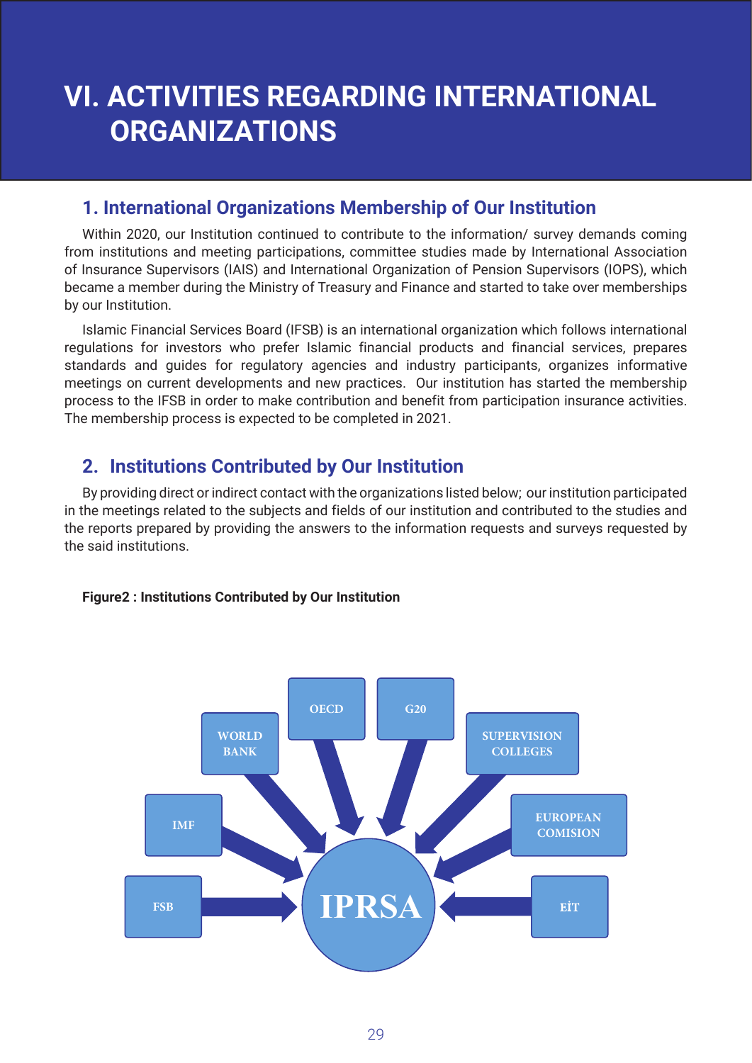# VI. ACTIVITIES REGARDING INTERNATIONAL ORGANIZATIONS

## 1. International Organizations Membership of Our Institution

Within 2020, our Institution continued to contribute to the information/ survey demands coming from institutions and meeting participations, committee studies made by International Association of Insurance Supervisors (IAIS) and International Organization of Pension Supervisors (IOPS), which became a member during the Ministry of Treasury and Finance and started to take over memberships by our Institution.

Islamic Financial Services Board (IFSB) is an international organization which follows international regulations for investors who prefer Islamic financial products and financial services, prepares standards and guides for regulatory agencies and industry participants, organizes informative meetings on current developments and new practices. Our institution has started the membership process to the IFSB in order to make contribution and benefit from participation insurance activities. The membership process is expected to be completed in 2021.

## 2. Institutions Contributed by Our Institution

By providing direct or indirect contact with the organizations listed below; our institution participated in the meetings related to the subjects and fields of our institution and contributed to the studies and the reports prepared by providing the answers to the information requests and surveys requested by the said institutions.

**Figure2 : Institutions Contributed by Our Institution**

OECD, G20, WORLD BANK, SUPERVISION COLLEGES, IMF, EUROPEAN COMISION, FSB, EİT → IPRSA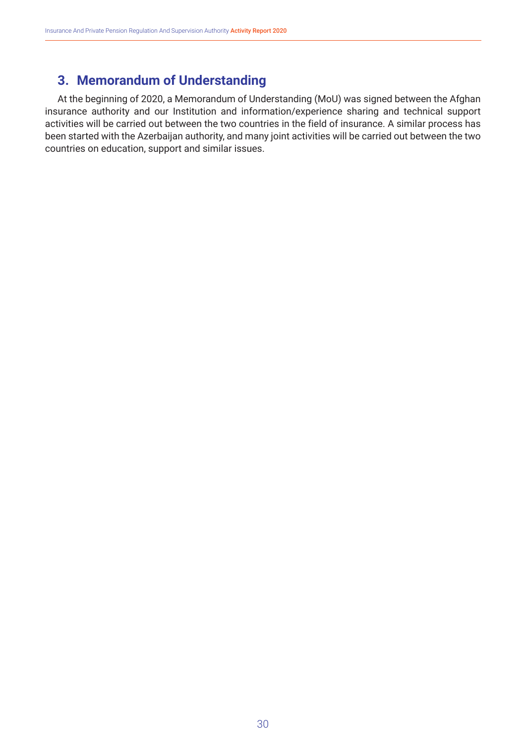## 3. Memorandum of Understanding

At the beginning of 2020, a Memorandum of Understanding (MoU) was signed between the Afghan insurance authority and our Institution and information/experience sharing and technical support activities will be carried out between the two countries in the field of insurance. A similar process has been started with the Azerbaijan authority, and many joint activities will be carried out between the two countries on education, support and similar issues.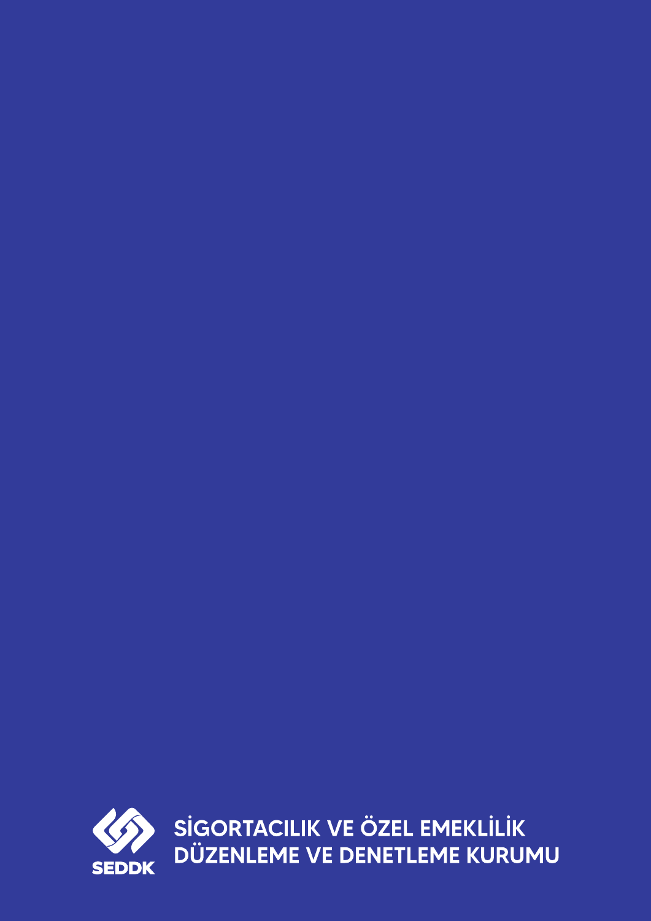SEDDK

SİGORTACILIK VE ÖZEL EMEKLİLİK
DÜZENLEME VE DENETLEME KURUMU